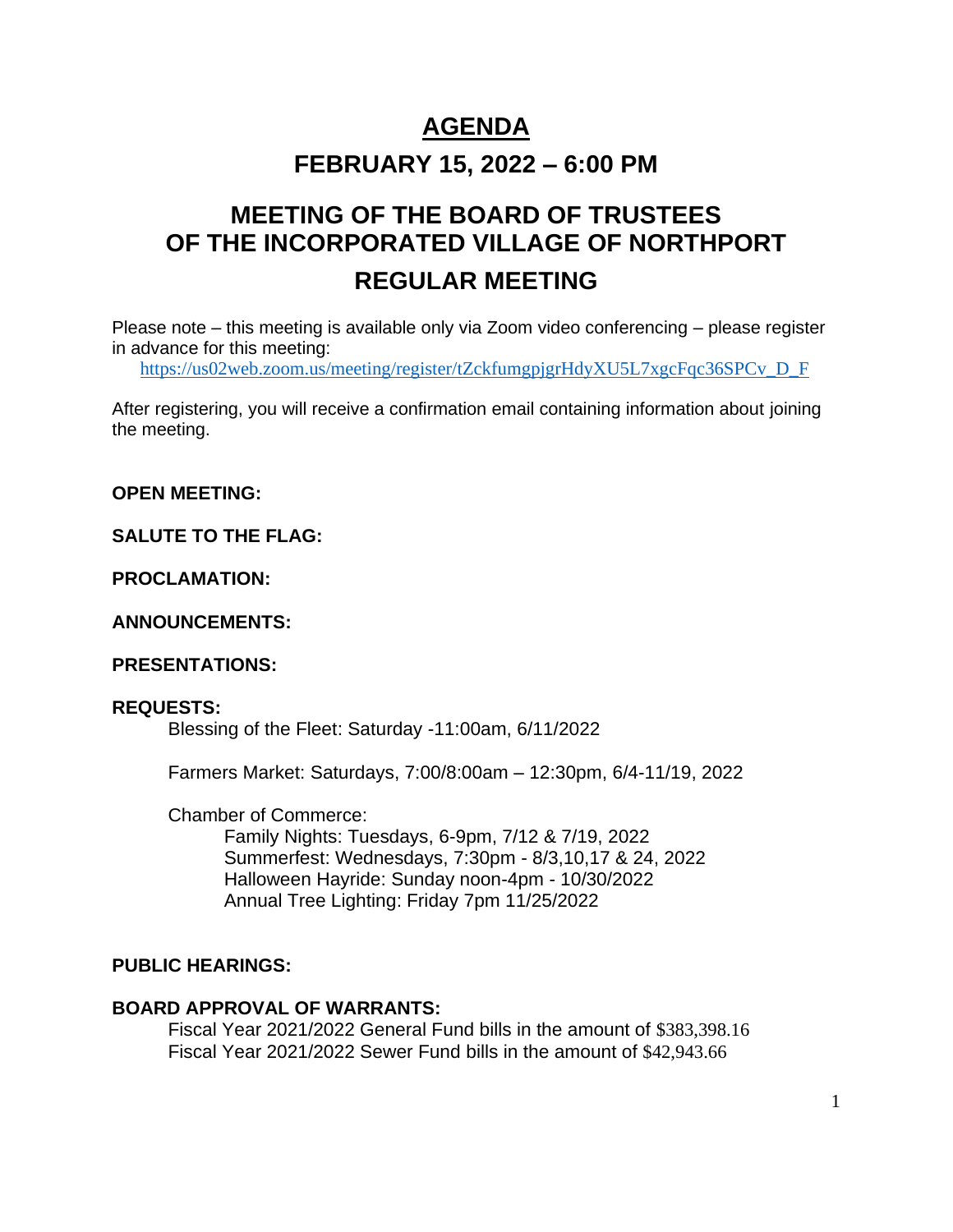# AGENDA

## FEBRUARY 15, 2022 – 6:00 PM

## MEETING OF THE BOARD OF TRUSTEES OF THE INCORPORATED VILLAGE OF NORTHPORT

## REGULAR MEETING

Please note – this meeting is available only via Zoom video conferencing – please register in advance for this meeting:
https://us02web.zoom.us/meeting/register/tZckfumgpjgrHdyXU5L7xgcFqc36SPCv_D_F

After registering, you will receive a confirmation email containing information about joining the meeting.

**OPEN MEETING:**

**SALUTE TO THE FLAG:**

**PROCLAMATION:**

**ANNOUNCEMENTS:**

**PRESENTATIONS:**

**REQUESTS:**

Blessing of the Fleet: Saturday -11:00am, 6/11/2022

Farmers Market: Saturdays, 7:00/8:00am – 12:30pm, 6/4-11/19, 2022

Chamber of Commerce:

- Family Nights: Tuesdays, 6-9pm, 7/12 & 7/19, 2022
- Summerfest: Wednesdays, 7:30pm - 8/3,10,17 & 24, 2022
- Halloween Hayride: Sunday noon-4pm - 10/30/2022
- Annual Tree Lighting: Friday 7pm 11/25/2022

**PUBLIC HEARINGS:**

**BOARD APPROVAL OF WARRANTS:**

Fiscal Year 2021/2022 General Fund bills in the amount of $383,398.16
Fiscal Year 2021/2022 Sewer Fund bills in the amount of $42,943.66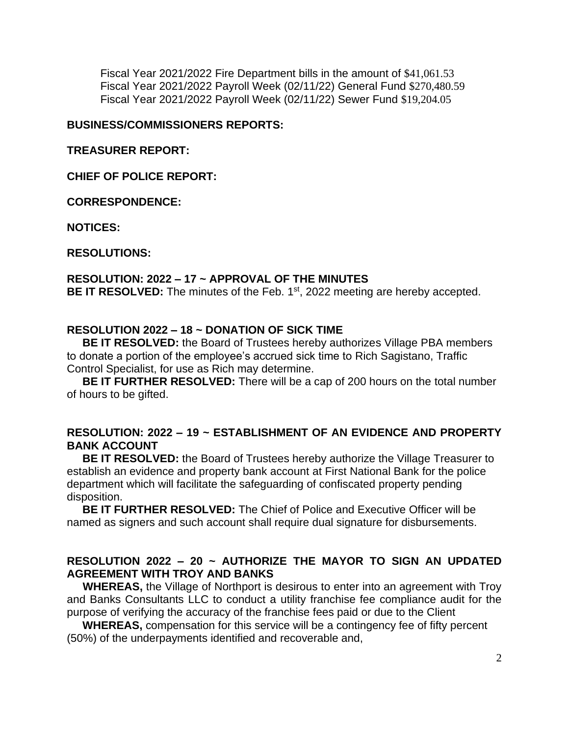Fiscal Year 2021/2022 Fire Department bills in the amount of $41,061.53
Fiscal Year 2021/2022 Payroll Week (02/11/22) General Fund $270,480.59
Fiscal Year 2021/2022 Payroll Week (02/11/22) Sewer Fund $19,204.05

**BUSINESS/COMMISSIONERS REPORTS:**

**TREASURER REPORT:**

**CHIEF OF POLICE REPORT:**

**CORRESPONDENCE:**

**NOTICES:**

**RESOLUTIONS:**

**RESOLUTION: 2022 – 17 ~ APPROVAL OF THE MINUTES**
**BE IT RESOLVED:** The minutes of the Feb. 1st, 2022 meeting are hereby accepted.

**RESOLUTION 2022 – 18 ~ DONATION OF SICK TIME**

**BE IT RESOLVED:** the Board of Trustees hereby authorizes Village PBA members to donate a portion of the employee's accrued sick time to Rich Sagistano, Traffic Control Specialist, for use as Rich may determine.

**BE IT FURTHER RESOLVED:** There will be a cap of 200 hours on the total number of hours to be gifted.

**RESOLUTION: 2022 – 19 ~ ESTABLISHMENT OF AN EVIDENCE AND PROPERTY BANK ACCOUNT**

**BE IT RESOLVED:** the Board of Trustees hereby authorize the Village Treasurer to establish an evidence and property bank account at First National Bank for the police department which will facilitate the safeguarding of confiscated property pending disposition.

**BE IT FURTHER RESOLVED:** The Chief of Police and Executive Officer will be named as signers and such account shall require dual signature for disbursements.

**RESOLUTION 2022 – 20 ~ AUTHORIZE THE MAYOR TO SIGN AN UPDATED AGREEMENT WITH TROY AND BANKS**

**WHEREAS,** the Village of Northport is desirous to enter into an agreement with Troy and Banks Consultants LLC to conduct a utility franchise fee compliance audit for the purpose of verifying the accuracy of the franchise fees paid or due to the Client

**WHEREAS,** compensation for this service will be a contingency fee of fifty percent (50%) of the underpayments identified and recoverable and,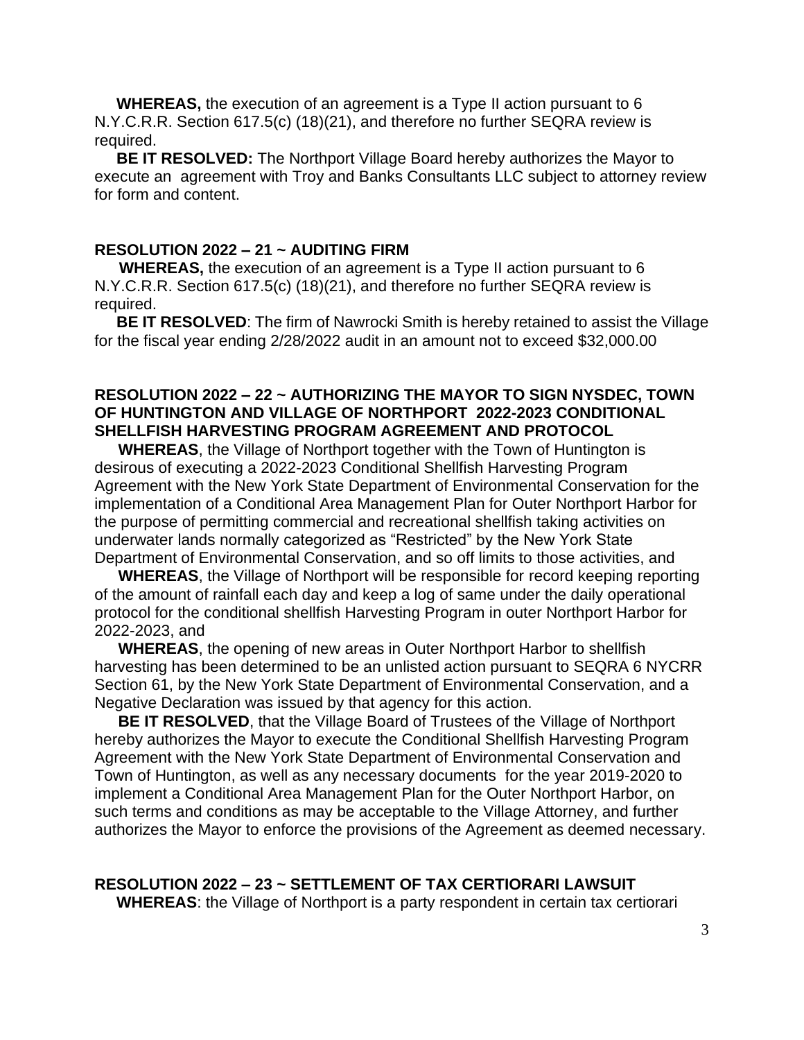**WHEREAS,** the execution of an agreement is a Type II action pursuant to 6 N.Y.C.R.R. Section 617.5(c) (18)(21), and therefore no further SEQRA review is required.

**BE IT RESOLVED:** The Northport Village Board hereby authorizes the Mayor to execute an agreement with Troy and Banks Consultants LLC subject to attorney review for form and content.

## RESOLUTION 2022 – 21 ~ AUDITING FIRM

**WHEREAS,** the execution of an agreement is a Type II action pursuant to 6 N.Y.C.R.R. Section 617.5(c) (18)(21), and therefore no further SEQRA review is required.

**BE IT RESOLVED**: The firm of Nawrocki Smith is hereby retained to assist the Village for the fiscal year ending 2/28/2022 audit in an amount not to exceed $32,000.00

## RESOLUTION 2022 – 22 ~ AUTHORIZING THE MAYOR TO SIGN NYSDEC, TOWN OF HUNTINGTON AND VILLAGE OF NORTHPORT 2022-2023 CONDITIONAL SHELLFISH HARVESTING PROGRAM AGREEMENT AND PROTOCOL

**WHEREAS**, the Village of Northport together with the Town of Huntington is desirous of executing a 2022-2023 Conditional Shellfish Harvesting Program Agreement with the New York State Department of Environmental Conservation for the implementation of a Conditional Area Management Plan for Outer Northport Harbor for the purpose of permitting commercial and recreational shellfish taking activities on underwater lands normally categorized as "Restricted" by the New York State Department of Environmental Conservation, and so off limits to those activities, and

**WHEREAS**, the Village of Northport will be responsible for record keeping reporting of the amount of rainfall each day and keep a log of same under the daily operational protocol for the conditional shellfish Harvesting Program in outer Northport Harbor for 2022-2023, and

**WHEREAS**, the opening of new areas in Outer Northport Harbor to shellfish harvesting has been determined to be an unlisted action pursuant to SEQRA 6 NYCRR Section 61, by the New York State Department of Environmental Conservation, and a Negative Declaration was issued by that agency for this action.

**BE IT RESOLVED**, that the Village Board of Trustees of the Village of Northport hereby authorizes the Mayor to execute the Conditional Shellfish Harvesting Program Agreement with the New York State Department of Environmental Conservation and Town of Huntington, as well as any necessary documents for the year 2019-2020 to implement a Conditional Area Management Plan for the Outer Northport Harbor, on such terms and conditions as may be acceptable to the Village Attorney, and further authorizes the Mayor to enforce the provisions of the Agreement as deemed necessary.

## RESOLUTION 2022 – 23 ~ SETTLEMENT OF TAX CERTIORARI LAWSUIT

**WHEREAS**: the Village of Northport is a party respondent in certain tax certiorari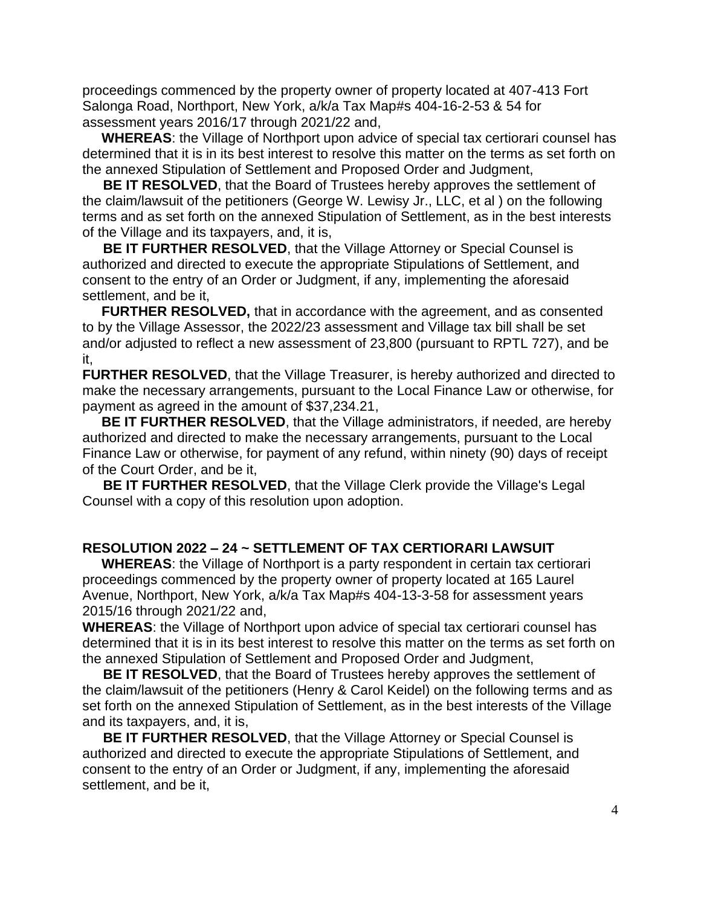proceedings commenced by the property owner of property located at 407-413 Fort Salonga Road, Northport, New York, a/k/a Tax Map#s 404-16-2-53 & 54 for assessment years 2016/17 through 2021/22 and,

**WHEREAS**: the Village of Northport upon advice of special tax certiorari counsel has determined that it is in its best interest to resolve this matter on the terms as set forth on the annexed Stipulation of Settlement and Proposed Order and Judgment,

**BE IT RESOLVED**, that the Board of Trustees hereby approves the settlement of the claim/lawsuit of the petitioners (George W. Lewisy Jr., LLC, et al ) on the following terms and as set forth on the annexed Stipulation of Settlement, as in the best interests of the Village and its taxpayers, and, it is,

**BE IT FURTHER RESOLVED**, that the Village Attorney or Special Counsel is authorized and directed to execute the appropriate Stipulations of Settlement, and consent to the entry of an Order or Judgment, if any, implementing the aforesaid settlement, and be it,

**FURTHER RESOLVED,** that in accordance with the agreement, and as consented to by the Village Assessor, the 2022/23 assessment and Village tax bill shall be set and/or adjusted to reflect a new assessment of 23,800 (pursuant to RPTL 727), and be it,

**FURTHER RESOLVED**, that the Village Treasurer, is hereby authorized and directed to make the necessary arrangements, pursuant to the Local Finance Law or otherwise, for payment as agreed in the amount of $37,234.21,

**BE IT FURTHER RESOLVED**, that the Village administrators, if needed, are hereby authorized and directed to make the necessary arrangements, pursuant to the Local Finance Law or otherwise, for payment of any refund, within ninety (90) days of receipt of the Court Order, and be it,

**BE IT FURTHER RESOLVED**, that the Village Clerk provide the Village's Legal Counsel with a copy of this resolution upon adoption.

**RESOLUTION 2022 – 24 ~ SETTLEMENT OF TAX CERTIORARI LAWSUIT**

**WHEREAS**: the Village of Northport is a party respondent in certain tax certiorari proceedings commenced by the property owner of property located at 165 Laurel Avenue, Northport, New York, a/k/a Tax Map#s 404-13-3-58 for assessment years 2015/16 through 2021/22 and,

**WHEREAS**: the Village of Northport upon advice of special tax certiorari counsel has determined that it is in its best interest to resolve this matter on the terms as set forth on the annexed Stipulation of Settlement and Proposed Order and Judgment,

**BE IT RESOLVED**, that the Board of Trustees hereby approves the settlement of the claim/lawsuit of the petitioners (Henry & Carol Keidel) on the following terms and as set forth on the annexed Stipulation of Settlement, as in the best interests of the Village and its taxpayers, and, it is,

**BE IT FURTHER RESOLVED**, that the Village Attorney or Special Counsel is authorized and directed to execute the appropriate Stipulations of Settlement, and consent to the entry of an Order or Judgment, if any, implementing the aforesaid settlement, and be it,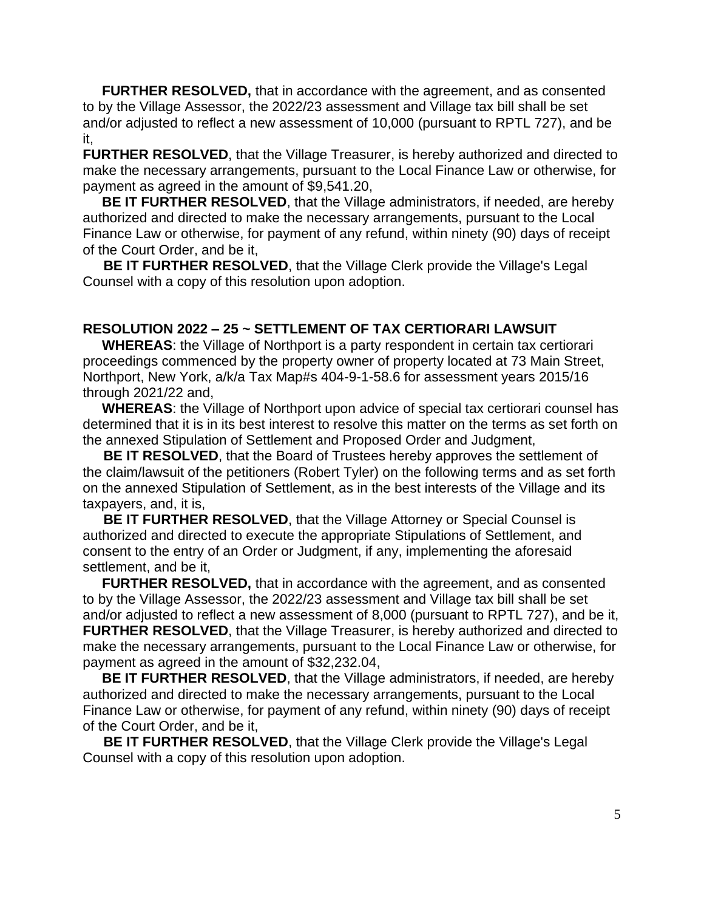**FURTHER RESOLVED,** that in accordance with the agreement, and as consented to by the Village Assessor, the 2022/23 assessment and Village tax bill shall be set and/or adjusted to reflect a new assessment of 10,000 (pursuant to RPTL 727), and be it,

**FURTHER RESOLVED**, that the Village Treasurer, is hereby authorized and directed to make the necessary arrangements, pursuant to the Local Finance Law or otherwise, for payment as agreed in the amount of $9,541.20,

**BE IT FURTHER RESOLVED**, that the Village administrators, if needed, are hereby authorized and directed to make the necessary arrangements, pursuant to the Local Finance Law or otherwise, for payment of any refund, within ninety (90) days of receipt of the Court Order, and be it,

**BE IT FURTHER RESOLVED**, that the Village Clerk provide the Village's Legal Counsel with a copy of this resolution upon adoption.

**RESOLUTION 2022 – 25 ~ SETTLEMENT OF TAX CERTIORARI LAWSUIT**

**WHEREAS**: the Village of Northport is a party respondent in certain tax certiorari proceedings commenced by the property owner of property located at 73 Main Street, Northport, New York, a/k/a Tax Map#s 404-9-1-58.6 for assessment years 2015/16 through 2021/22 and,

**WHEREAS**: the Village of Northport upon advice of special tax certiorari counsel has determined that it is in its best interest to resolve this matter on the terms as set forth on the annexed Stipulation of Settlement and Proposed Order and Judgment,

**BE IT RESOLVED**, that the Board of Trustees hereby approves the settlement of the claim/lawsuit of the petitioners (Robert Tyler) on the following terms and as set forth on the annexed Stipulation of Settlement, as in the best interests of the Village and its taxpayers, and, it is,

**BE IT FURTHER RESOLVED**, that the Village Attorney or Special Counsel is authorized and directed to execute the appropriate Stipulations of Settlement, and consent to the entry of an Order or Judgment, if any, implementing the aforesaid settlement, and be it,

**FURTHER RESOLVED,** that in accordance with the agreement, and as consented to by the Village Assessor, the 2022/23 assessment and Village tax bill shall be set and/or adjusted to reflect a new assessment of 8,000 (pursuant to RPTL 727), and be it,

**FURTHER RESOLVED**, that the Village Treasurer, is hereby authorized and directed to make the necessary arrangements, pursuant to the Local Finance Law or otherwise, for payment as agreed in the amount of $32,232.04,

**BE IT FURTHER RESOLVED**, that the Village administrators, if needed, are hereby authorized and directed to make the necessary arrangements, pursuant to the Local Finance Law or otherwise, for payment of any refund, within ninety (90) days of receipt of the Court Order, and be it,

**BE IT FURTHER RESOLVED**, that the Village Clerk provide the Village's Legal Counsel with a copy of this resolution upon adoption.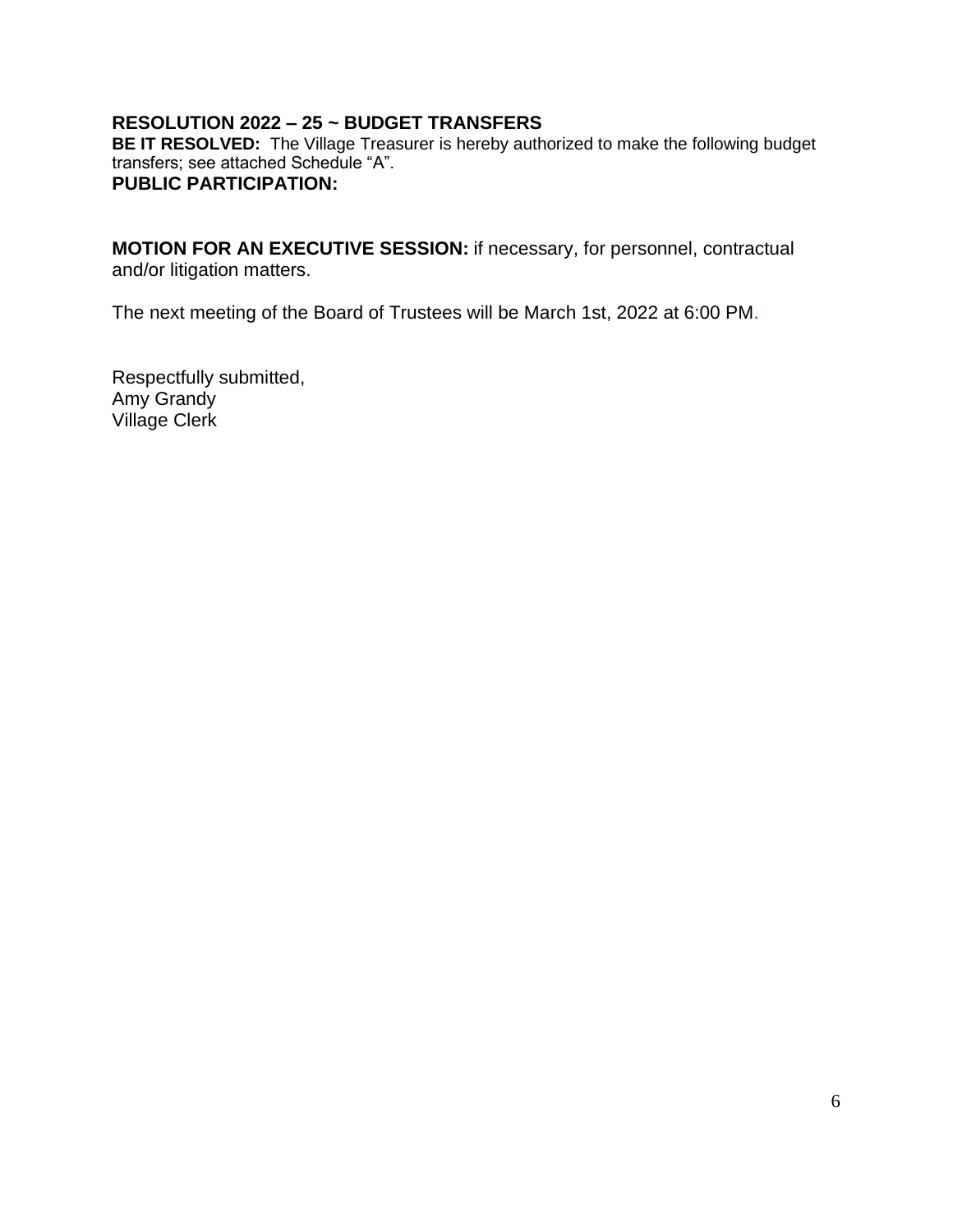**RESOLUTION 2022 – 25 ~ BUDGET TRANSFERS**
**BE IT RESOLVED:** The Village Treasurer is hereby authorized to make the following budget transfers; see attached Schedule "A".
**PUBLIC PARTICIPATION:**

**MOTION FOR AN EXECUTIVE SESSION:** if necessary, for personnel, contractual and/or litigation matters.

The next meeting of the Board of Trustees will be March 1st, 2022 at 6:00 PM.

Respectfully submitted,
Amy Grandy
Village Clerk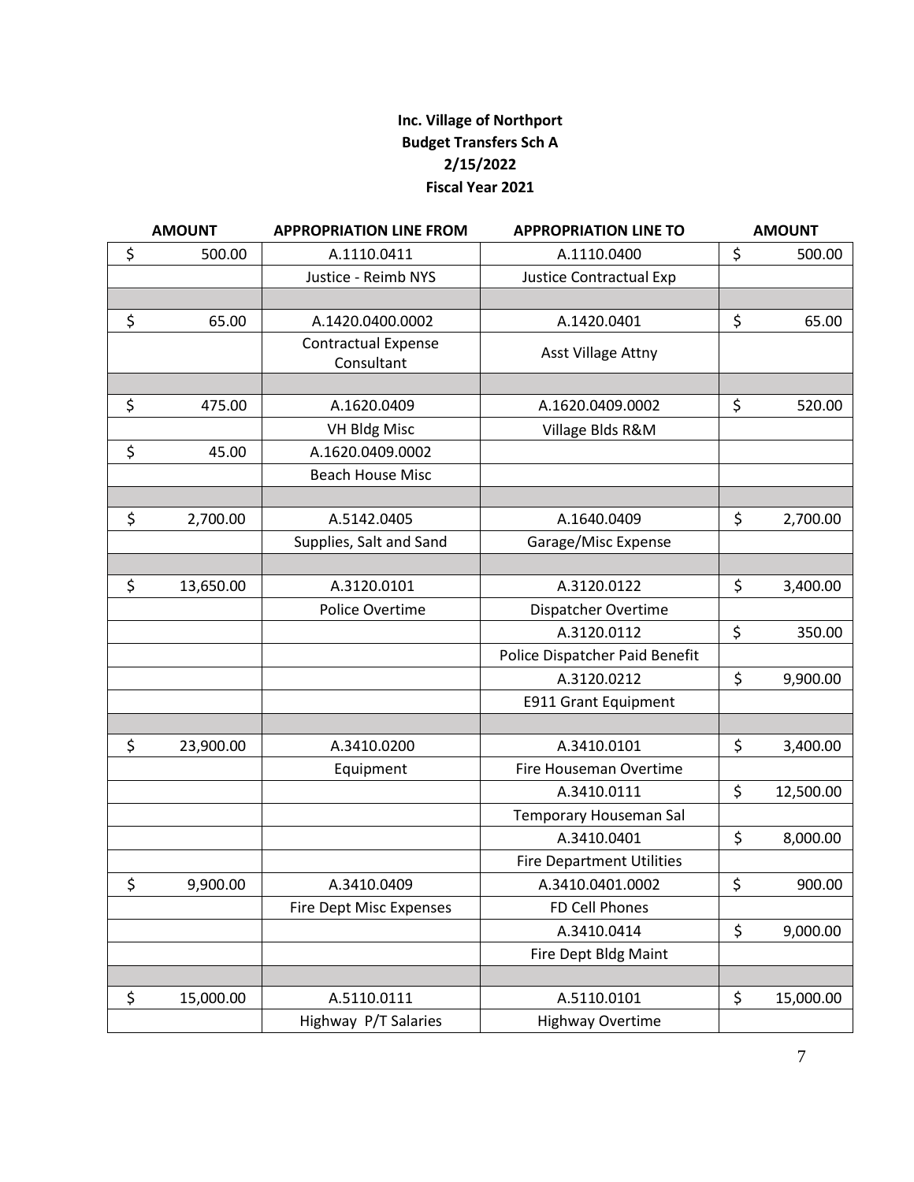**Inc. Village of Northport**
**Budget Transfers Sch A**
**2/15/2022**
**Fiscal Year 2021**

| AMOUNT | APPROPRIATION LINE FROM | APPROPRIATION LINE TO | AMOUNT |
|---|---|---|---|
| $ 500.00 | A.1110.0411 | A.1110.0400 | $ 500.00 |
| | Justice - Reimb NYS | Justice Contractual Exp | |
| | | | |
| $ 65.00 | A.1420.0400.0002 | A.1420.0401 | $ 65.00 |
| | Contractual Expense Consultant | Asst Village Attny | |
| | | | |
| $ 475.00 | A.1620.0409 | A.1620.0409.0002 | $ 520.00 |
| | VH Bldg Misc | Village Blds R&M | |
| $ 45.00 | A.1620.0409.0002 | | |
| | Beach House Misc | | |
| | | | |
| $ 2,700.00 | A.5142.0405 | A.1640.0409 | $ 2,700.00 |
| | Supplies, Salt and Sand | Garage/Misc Expense | |
| | | | |
| $ 13,650.00 | A.3120.0101 | A.3120.0122 | $ 3,400.00 |
| | Police Overtime | Dispatcher Overtime | |
| | | A.3120.0112 | $ 350.00 |
| | | Police Dispatcher Paid Benefit | |
| | | A.3120.0212 | $ 9,900.00 |
| | | E911 Grant Equipment | |
| | | | |
| $ 23,900.00 | A.3410.0200 | A.3410.0101 | $ 3,400.00 |
| | Equipment | Fire Houseman Overtime | |
| | | A.3410.0111 | $ 12,500.00 |
| | | Temporary Houseman Sal | |
| | | A.3410.0401 | $ 8,000.00 |
| | | Fire Department Utilities | |
| $ 9,900.00 | A.3410.0409 | A.3410.0401.0002 | $ 900.00 |
| | Fire Dept Misc Expenses | FD Cell Phones | |
| | | A.3410.0414 | $ 9,000.00 |
| | | Fire Dept Bldg Maint | |
| | | | |
| $ 15,000.00 | A.5110.0111 | A.5110.0101 | $ 15,000.00 |
| | Highway P/T Salaries | Highway Overtime | |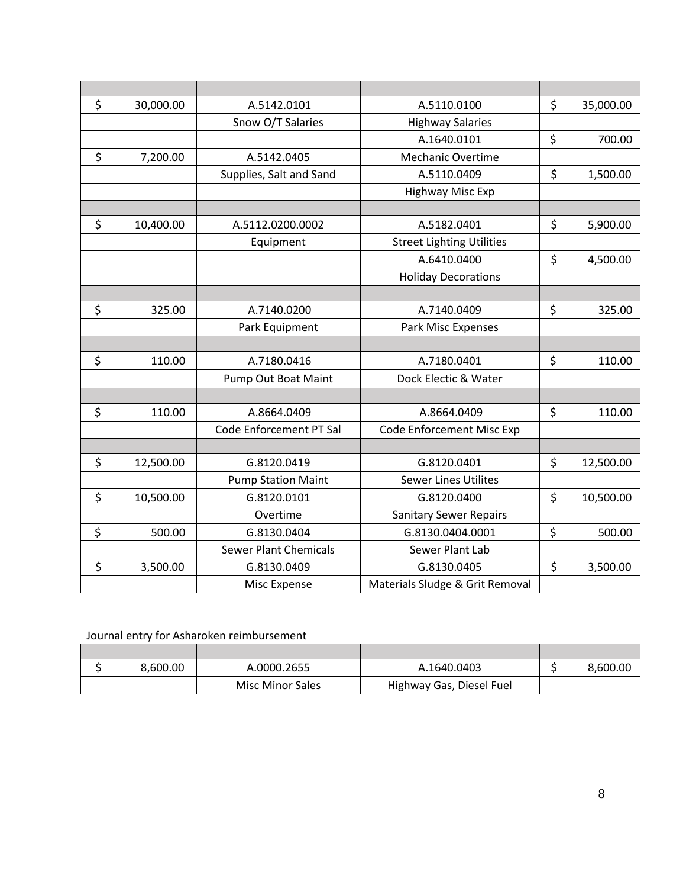| | | | |
|---|---|---|---|
| $ 30,000.00 | A.5142.0101 | A.5110.0100 | $ 35,000.00 |
| | Snow O/T Salaries | Highway Salaries | |
| | | A.1640.0101 | $ 700.00 |
| $ 7,200.00 | A.5142.0405 | Mechanic Overtime | |
| | Supplies, Salt and Sand | A.5110.0409 | $ 1,500.00 |
| | | Highway Misc Exp | |
| | | | |
| $ 10,400.00 | A.5112.0200.0002 | A.5182.0401 | $ 5,900.00 |
| | Equipment | Street Lighting Utilities | |
| | | A.6410.0400 | $ 4,500.00 |
| | | Holiday Decorations | |
| | | | |
| $ 325.00 | A.7140.0200 | A.7140.0409 | $ 325.00 |
| | Park Equipment | Park Misc Expenses | |
| | | | |
| $ 110.00 | A.7180.0416 | A.7180.0401 | $ 110.00 |
| | Pump Out Boat Maint | Dock Electic & Water | |
| | | | |
| $ 110.00 | A.8664.0409 | A.8664.0409 | $ 110.00 |
| | Code Enforcement PT Sal | Code Enforcement Misc Exp | |
| | | | |
| $ 12,500.00 | G.8120.0419 | G.8120.0401 | $ 12,500.00 |
| | Pump Station Maint | Sewer Lines Utilites | |
| $ 10,500.00 | G.8120.0101 | G.8120.0400 | $ 10,500.00 |
| | Overtime | Sanitary Sewer Repairs | |
| $ 500.00 | G.8130.0404 | G.8130.0404.0001 | $ 500.00 |
| | Sewer Plant Chemicals | Sewer Plant Lab | |
| $ 3,500.00 | G.8130.0409 | G.8130.0405 | $ 3,500.00 |
| | Misc Expense | Materials Sludge & Grit Removal | |

Journal entry for Asharoken reimbursement

| | | | |
|---|---|---|---|
| $ 8,600.00 | A.0000.2655 | A.1640.0403 | $ 8,600.00 |
| | Misc Minor Sales | Highway Gas, Diesel Fuel | |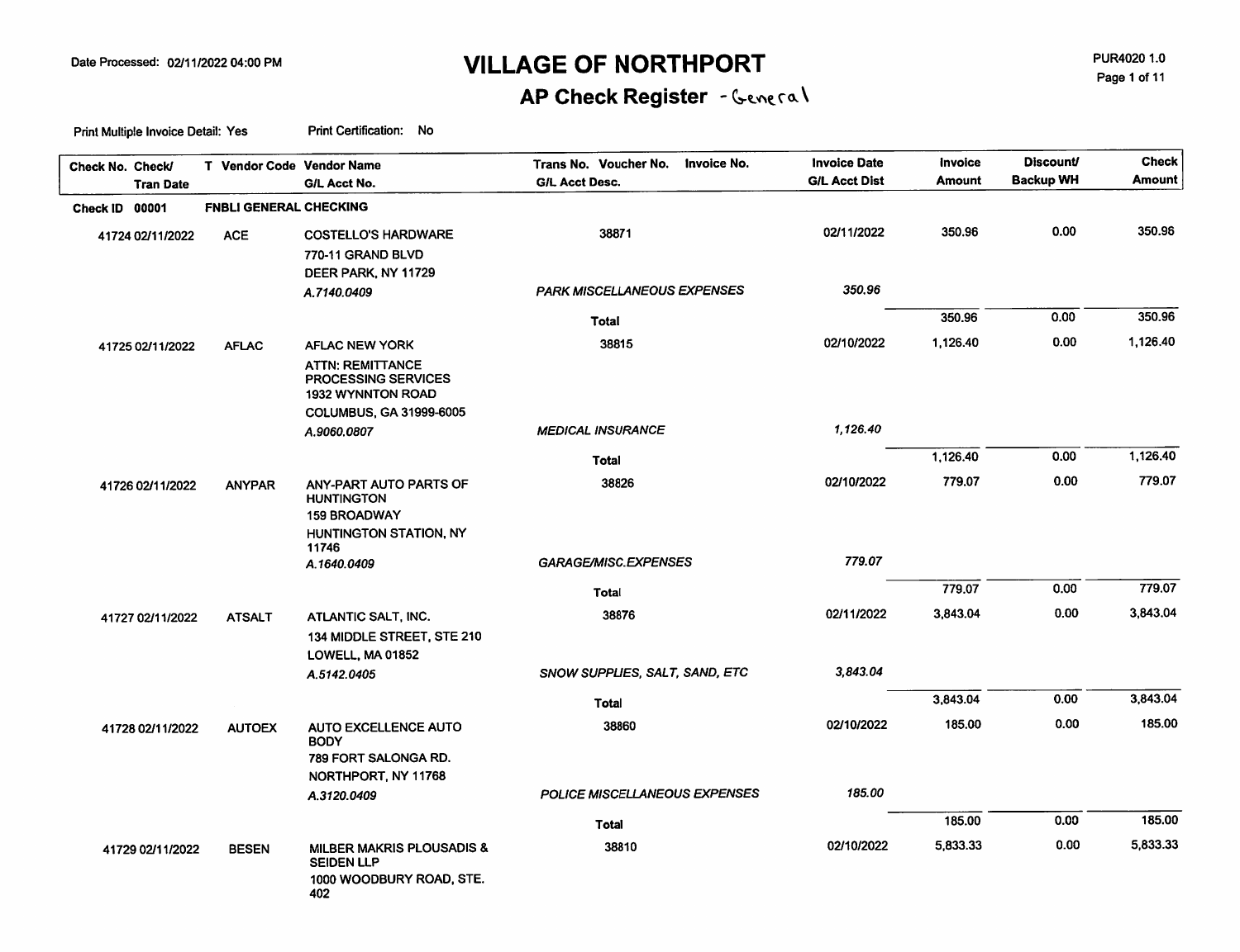# VILLAGE OF NORTHPORT

## AP Check Register - General

Date Processed: 02/11/2022 04:00 PM

PUR4020 1.0

Print Multiple Invoice Detail: Yes    Print Certification: No

| Check No. | Check/ Tran Date | T | Vendor Code | Vendor Name / G/L Acct No. | Trans No. Voucher No. Invoice No. / G/L Acct Desc. | Invoice Date / G/L Acct Dist | Invoice Amount | Discount/ Backup WH | Check Amount |
|---|---|---|---|---|---|---|---|---|---|
| **Check ID 00001** | | | **FNBLI GENERAL CHECKING** | | | | | | |
| 41724 | 02/11/2022 | | ACE | COSTELLO'S HARDWARE<br>770-11 GRAND BLVD<br>DEER PARK, NY 11729 | 38871 | 02/11/2022 | 350.96 | 0.00 | 350.96 |
| | | | | *A.7140.0409* | *PARK MISCELLANEOUS EXPENSES* | *350.96* | | | |
| | | | | | **Total** | | 350.96 | 0.00 | 350.96 |
| 41725 | 02/11/2022 | | AFLAC | AFLAC NEW YORK<br>ATTN: REMITTANCE PROCESSING SERVICES<br>1932 WYNNTON ROAD<br>COLUMBUS, GA 31999-6005 | 38815 | 02/10/2022 | 1,126.40 | 0.00 | 1,126.40 |
| | | | | *A.9060.0807* | *MEDICAL INSURANCE* | *1,126.40* | | | |
| | | | | | **Total** | | 1,126.40 | 0.00 | 1,126.40 |
| 41726 | 02/11/2022 | | ANYPAR | ANY-PART AUTO PARTS OF HUNTINGTON<br>159 BROADWAY<br>HUNTINGTON STATION, NY 11746 | 38826 | 02/10/2022 | 779.07 | 0.00 | 779.07 |
| | | | | *A.1640.0409* | *GARAGE/MISC.EXPENSES* | *779.07* | | | |
| | | | | | **Total** | | 779.07 | 0.00 | 779.07 |
| 41727 | 02/11/2022 | | ATSALT | ATLANTIC SALT, INC.<br>134 MIDDLE STREET, STE 210<br>LOWELL, MA 01852 | 38876 | 02/11/2022 | 3,843.04 | 0.00 | 3,843.04 |
| | | | | *A.5142.0405* | *SNOW SUPPLIES, SALT, SAND, ETC* | *3,843.04* | | | |
| | | | | | **Total** | | 3,843.04 | 0.00 | 3,843.04 |
| 41728 | 02/11/2022 | | AUTOEX | AUTO EXCELLENCE AUTO BODY<br>789 FORT SALONGA RD.<br>NORTHPORT, NY 11768 | 38860 | 02/10/2022 | 185.00 | 0.00 | 185.00 |
| | | | | *A.3120.0409* | *POLICE MISCELLANEOUS EXPENSES* | *185.00* | | | |
| | | | | | **Total** | | 185.00 | 0.00 | 185.00 |
| 41729 | 02/11/2022 | | BESEN | MILBER MAKRIS PLOUSADIS & SEIDEN LLP<br>1000 WOODBURY ROAD, STE. 402 | 38810 | 02/10/2022 | 5,833.33 | 0.00 | 5,833.33 |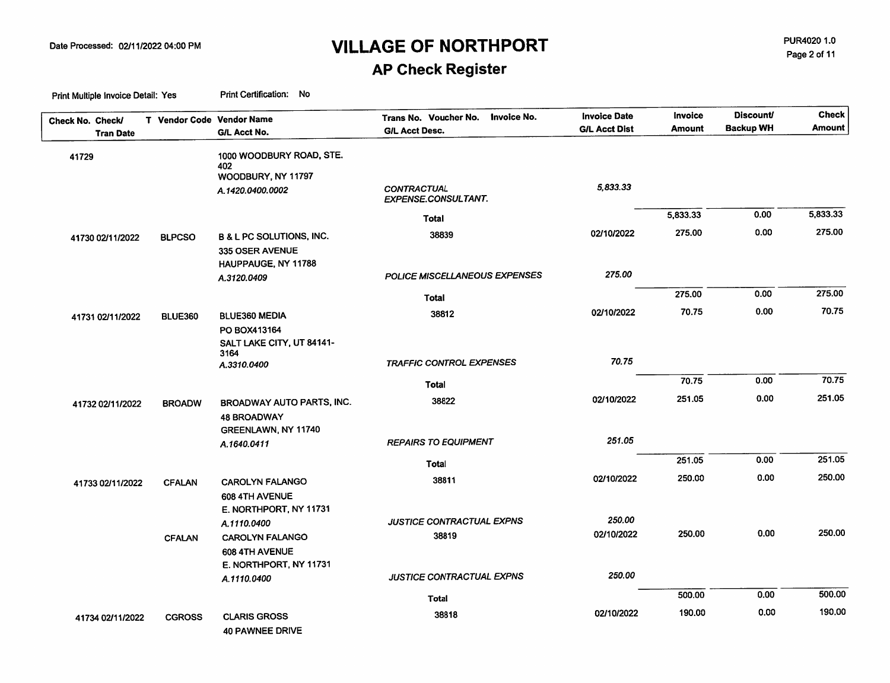# VILLAGE OF NORTHPORT

## AP Check Register

Date Processed: 02/11/2022 04:00 PM

PUR4020 1.0

Print Multiple Invoice Detail: Yes    Print Certification: No

| Check No. Check/ Tran Date | T | Vendor Code | Vendor Name / G/L Acct No. | Trans No. Voucher No. Invoice No. / G/L Acct Desc. | Invoice Date / G/L Acct Dist | Invoice Amount | Discount/ Backup WH | Check Amount |
|---|---|---|---|---|---|---|---|---|
| 41729 | | | 1000 WOODBURY ROAD, STE. 402 | | | | | |
| | | | WOODBURY, NY 11797 | | | | | |
| | | | *A.1420.0400.0002* | *CONTRACTUAL EXPENSE.CONSULTANT.* | *5,833.33* | | | |
| | | | | **Total** | | 5,833.33 | 0.00 | 5,833.33 |
| 41730 02/11/2022 | | BLPCSO | B & L PC SOLUTIONS, INC. | 38839 | 02/10/2022 | 275.00 | 0.00 | 275.00 |
| | | | 335 OSER AVENUE | | | | | |
| | | | HAUPPAUGE, NY 11788 | | | | | |
| | | | *A.3120.0409* | *POLICE MISCELLANEOUS EXPENSES* | *275.00* | | | |
| | | | | **Total** | | 275.00 | 0.00 | 275.00 |
| 41731 02/11/2022 | | BLUE360 | BLUE360 MEDIA | 38812 | 02/10/2022 | 70.75 | 0.00 | 70.75 |
| | | | PO BOX413164 | | | | | |
| | | | SALT LAKE CITY, UT 84141-3164 | | | | | |
| | | | *A.3310.0400* | *TRAFFIC CONTROL EXPENSES* | *70.75* | | | |
| | | | | **Total** | | 70.75 | 0.00 | 70.75 |
| 41732 02/11/2022 | | BROADW | BROADWAY AUTO PARTS, INC. | 38822 | 02/10/2022 | 251.05 | 0.00 | 251.05 |
| | | | 48 BROADWAY | | | | | |
| | | | GREENLAWN, NY 11740 | | | | | |
| | | | *A.1640.0411* | *REPAIRS TO EQUIPMENT* | *251.05* | | | |
| | | | | **Total** | | 251.05 | 0.00 | 251.05 |
| 41733 02/11/2022 | | CFALAN | CAROLYN FALANGO | 38811 | 02/10/2022 | 250.00 | 0.00 | 250.00 |
| | | | 608 4TH AVENUE | | | | | |
| | | | E. NORTHPORT, NY 11731 | | | | | |
| | | | *A.1110.0400* | *JUSTICE CONTRACTUAL EXPNS* | *250.00* | | | |
| | | CFALAN | CAROLYN FALANGO | 38819 | 02/10/2022 | 250.00 | 0.00 | 250.00 |
| | | | 608 4TH AVENUE | | | | | |
| | | | E. NORTHPORT, NY 11731 | | | | | |
| | | | *A.1110.0400* | *JUSTICE CONTRACTUAL EXPNS* | *250.00* | | | |
| | | | | **Total** | | 500.00 | 0.00 | 500.00 |
| 41734 02/11/2022 | | CGROSS | CLARIS GROSS | 38818 | 02/10/2022 | 190.00 | 0.00 | 190.00 |
| | | | 40 PAWNEE DRIVE | | | | | |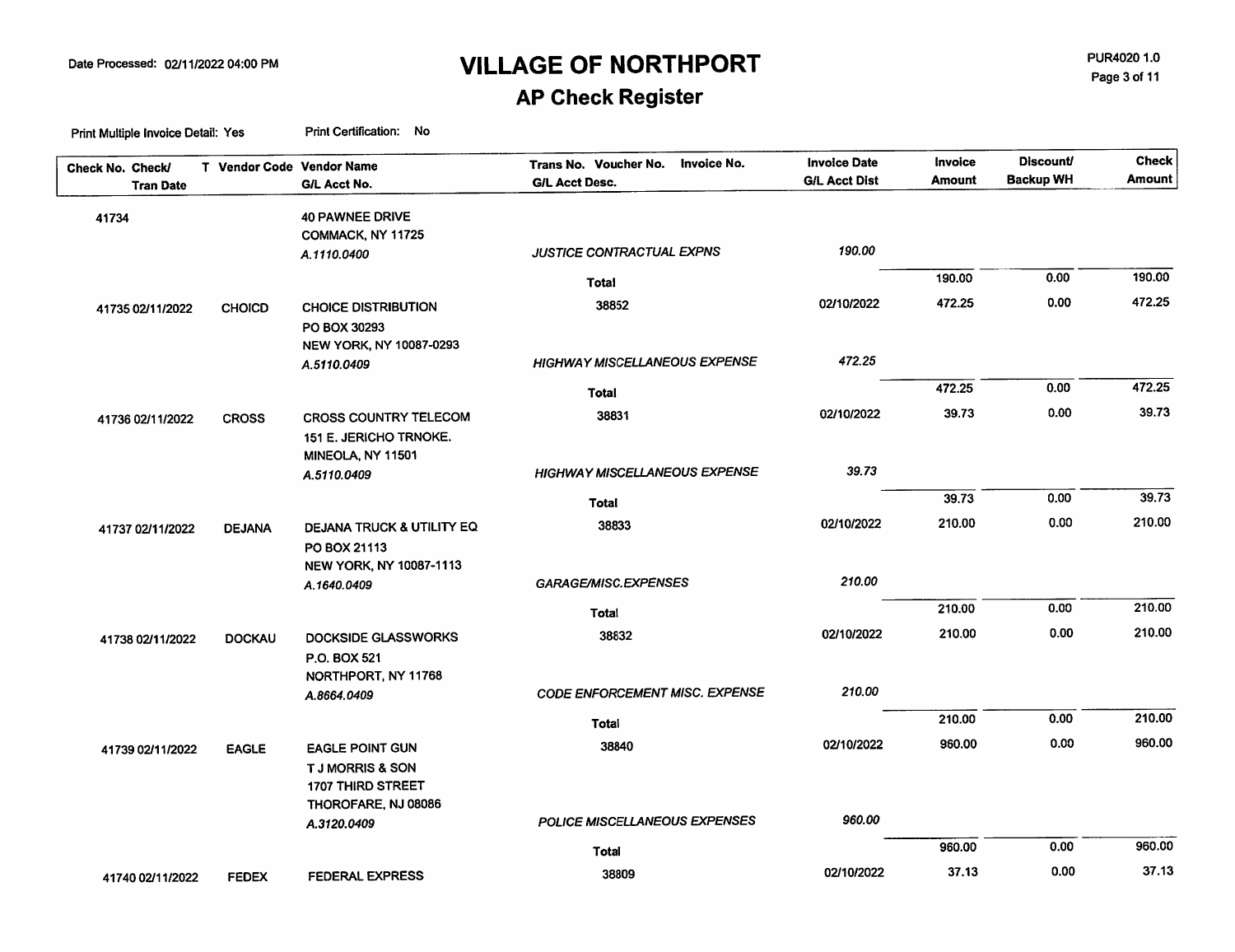# VILLAGE OF NORTHPORT

## AP Check Register

Date Processed: 02/11/2022 04:00 PM

PUR4020 1.0

Print Multiple Invoice Detail: Yes    Print Certification: No

| Check No. Check/ Tran Date | T | Vendor Code | Vendor Name / G/L Acct No. | Trans No. Voucher No. Invoice No. / G/L Acct Desc. | Invoice Date / G/L Acct Dist | Invoice Amount | Discount/ Backup WH | Check Amount |
|---|---|---|---|---|---|---|---|---|
| 41734 | | | 40 PAWNEE DRIVE<br>COMMACK, NY 11725 | | | | | |
| | | | *A.1110.0400* | *JUSTICE CONTRACTUAL EXPNS* | *190.00* | | | |
| | | | | **Total** | | 190.00 | 0.00 | 190.00 |
| 41735 02/11/2022 | | CHOICD | CHOICE DISTRIBUTION<br>PO BOX 30293<br>NEW YORK, NY 10087-0293 | 38852 | 02/10/2022 | 472.25 | 0.00 | 472.25 |
| | | | *A.5110.0409* | *HIGHWAY MISCELLANEOUS EXPENSE* | *472.25* | | | |
| | | | | **Total** | | 472.25 | 0.00 | 472.25 |
| 41736 02/11/2022 | | CROSS | CROSS COUNTRY TELECOM<br>151 E. JERICHO TRNOKE.<br>MINEOLA, NY 11501 | 38831 | 02/10/2022 | 39.73 | 0.00 | 39.73 |
| | | | *A.5110.0409* | *HIGHWAY MISCELLANEOUS EXPENSE* | *39.73* | | | |
| | | | | **Total** | | 39.73 | 0.00 | 39.73 |
| 41737 02/11/2022 | | DEJANA | DEJANA TRUCK & UTILITY EQ<br>PO BOX 21113<br>NEW YORK, NY 10087-1113 | 38833 | 02/10/2022 | 210.00 | 0.00 | 210.00 |
| | | | *A.1640.0409* | *GARAGE/MISC.EXPENSES* | *210.00* | | | |
| | | | | **Total** | | 210.00 | 0.00 | 210.00 |
| 41738 02/11/2022 | | DOCKAU | DOCKSIDE GLASSWORKS<br>P.O. BOX 521<br>NORTHPORT, NY 11768 | 38832 | 02/10/2022 | 210.00 | 0.00 | 210.00 |
| | | | *A.8664.0409* | *CODE ENFORCEMENT MISC. EXPENSE* | *210.00* | | | |
| | | | | **Total** | | 210.00 | 0.00 | 210.00 |
| 41739 02/11/2022 | | EAGLE | EAGLE POINT GUN<br>T J MORRIS & SON<br>1707 THIRD STREET<br>THOROFARE, NJ 08086 | 38840 | 02/10/2022 | 960.00 | 0.00 | 960.00 |
| | | | *A.3120.0409* | *POLICE MISCELLANEOUS EXPENSES* | *960.00* | | | |
| | | | | **Total** | | 960.00 | 0.00 | 960.00 |
| 41740 02/11/2022 | | FEDEX | FEDERAL EXPRESS | 38809 | 02/10/2022 | 37.13 | 0.00 | 37.13 |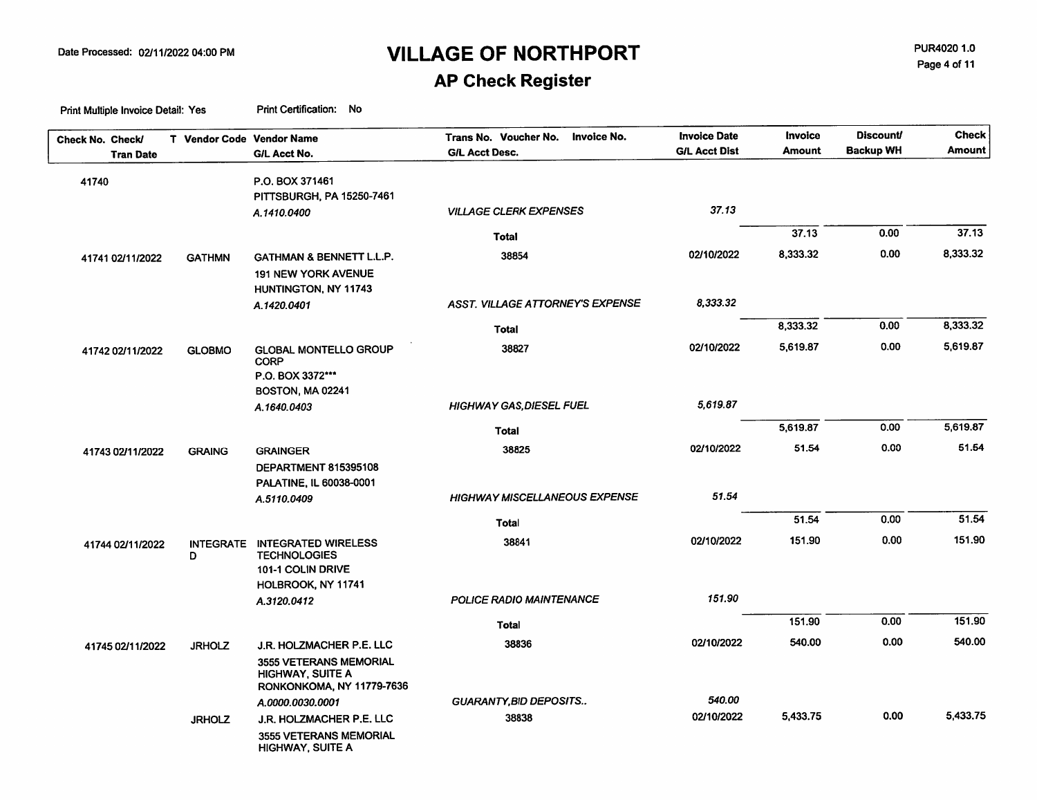# VILLAGE OF NORTHPORT

## AP Check Register

Date Processed: 02/11/2022 04:00 PM

PUR4020 1.0

Print Multiple Invoice Detail: Yes    Print Certification: No

| Check No. Check/ Tran Date | T | Vendor Code | Vendor Name G/L Acct No. | Trans No. Voucher No. Invoice No. G/L Acct Desc. | Invoice Date G/L Acct Dist | Invoice Amount | Discount/ Backup WH | Check Amount |
|---|---|---|---|---|---|---|---|---|
| 41740 | | | P.O. BOX 371461 PITTSBURGH, PA 15250-7461 | | | | | |
| | | | *A.1410.0400* | *VILLAGE CLERK EXPENSES* | *37.13* | | | |
| | | | | **Total** | | 37.13 | 0.00 | 37.13 |
| 41741 02/11/2022 | | GATHMN | GATHMAN & BENNETT L.L.P. 191 NEW YORK AVENUE HUNTINGTON, NY 11743 | 38854 | 02/10/2022 | 8,333.32 | 0.00 | 8,333.32 |
| | | | *A.1420.0401* | *ASST. VILLAGE ATTORNEY'S EXPENSE* | *8,333.32* | | | |
| | | | | **Total** | | 8,333.32 | 0.00 | 8,333.32 |
| 41742 02/11/2022 | | GLOBMO | GLOBAL MONTELLO GROUP CORP P.O. BOX 3372*** BOSTON, MA 02241 | 38827 | 02/10/2022 | 5,619.87 | 0.00 | 5,619.87 |
| | | | *A.1640.0403* | *HIGHWAY GAS,DIESEL FUEL* | *5,619.87* | | | |
| | | | | **Total** | | 5,619.87 | 0.00 | 5,619.87 |
| 41743 02/11/2022 | | GRAING | GRAINGER DEPARTMENT 815395108 PALATINE, IL 60038-0001 | 38825 | 02/10/2022 | 51.54 | 0.00 | 51.54 |
| | | | *A.5110.0409* | *HIGHWAY MISCELLANEOUS EXPENSE* | *51.54* | | | |
| | | | | **Total** | | 51.54 | 0.00 | 51.54 |
| 41744 02/11/2022 | | INTEGRATED | INTEGRATED WIRELESS TECHNOLOGIES 101-1 COLIN DRIVE HOLBROOK, NY 11741 | 38841 | 02/10/2022 | 151.90 | 0.00 | 151.90 |
| | | | *A.3120.0412* | *POLICE RADIO MAINTENANCE* | *151.90* | | | |
| | | | | **Total** | | 151.90 | 0.00 | 151.90 |
| 41745 02/11/2022 | | JRHOLZ | J.R. HOLZMACHER P.E. LLC 3555 VETERANS MEMORIAL HIGHWAY, SUITE A RONKONKOMA, NY 11779-7636 | 38836 | 02/10/2022 | 540.00 | 0.00 | 540.00 |
| | | | *A.0000.0030.0001* | *GUARANTY,BID DEPOSITS..* | *540.00* | | | |
| | | JRHOLZ | J.R. HOLZMACHER P.E. LLC 3555 VETERANS MEMORIAL HIGHWAY, SUITE A | 38838 | 02/10/2022 | 5,433.75 | 0.00 | 5,433.75 |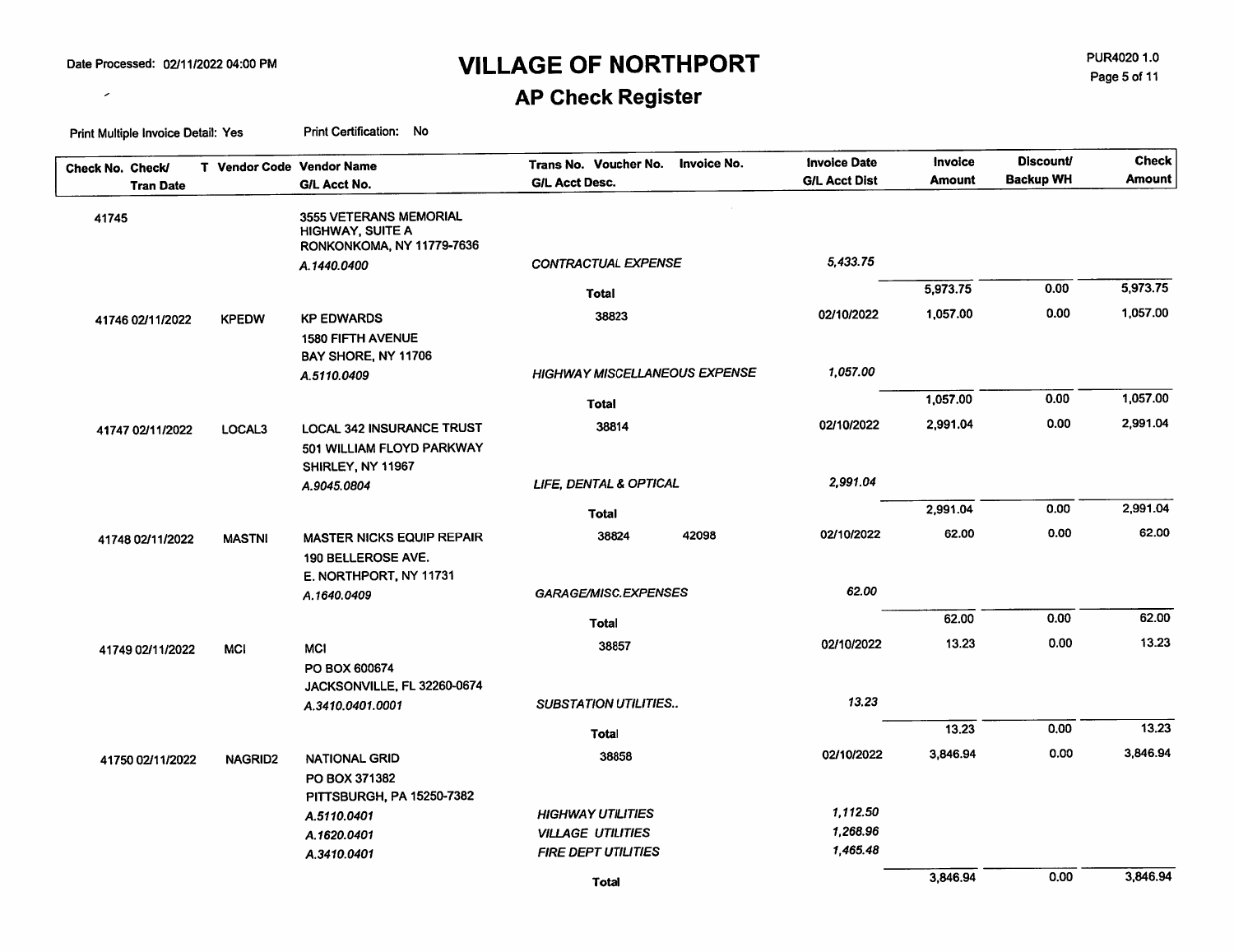# VILLAGE OF NORTHPORT

## AP Check Register

Date Processed: 02/11/2022 04:00 PM

PUR4020 1.0

Print Multiple Invoice Detail: Yes    Print Certification: No

| Check No. Check/ Tran Date | T | Vendor Code | Vendor Name / G/L Acct No. | Trans No. Voucher No. / G/L Acct Desc. | Invoice No. | Invoice Date / G/L Acct Dist | Invoice Amount | Discount/ Backup WH | Check Amount |
|---|---|---|---|---|---|---|---|---|---|
| 41745 | | | 3555 VETERANS MEMORIAL HIGHWAY, SUITE A RONKONKOMA, NY 11779-7636 | | | | | | |
| | | | *A.1440.0400* | *CONTRACTUAL EXPENSE* | | *5,433.75* | | | |
| | | | | Total | | | 5,973.75 | 0.00 | 5,973.75 |
| 41746 02/11/2022 | | KPEDW | KP EDWARDS 1580 FIFTH AVENUE BAY SHORE, NY 11706 | 38823 | | 02/10/2022 | 1,057.00 | 0.00 | 1,057.00 |
| | | | *A.5110.0409* | *HIGHWAY MISCELLANEOUS EXPENSE* | | *1,057.00* | | | |
| | | | | Total | | | 1,057.00 | 0.00 | 1,057.00 |
| 41747 02/11/2022 | | LOCAL3 | LOCAL 342 INSURANCE TRUST 501 WILLIAM FLOYD PARKWAY SHIRLEY, NY 11967 | 38814 | | 02/10/2022 | 2,991.04 | 0.00 | 2,991.04 |
| | | | *A.9045.0804* | *LIFE, DENTAL & OPTICAL* | | *2,991.04* | | | |
| | | | | Total | | | 2,991.04 | 0.00 | 2,991.04 |
| 41748 02/11/2022 | | MASTNI | MASTER NICKS EQUIP REPAIR 190 BELLEROSE AVE. E. NORTHPORT, NY 11731 | 38824 | 42098 | 02/10/2022 | 62.00 | 0.00 | 62.00 |
| | | | *A.1640.0409* | *GARAGE/MISC.EXPENSES* | | *62.00* | | | |
| | | | | Total | | | 62.00 | 0.00 | 62.00 |
| 41749 02/11/2022 | | MCI | MCI PO BOX 600674 JACKSONVILLE, FL 32260-0674 | 38857 | | 02/10/2022 | 13.23 | 0.00 | 13.23 |
| | | | *A.3410.0401.0001* | *SUBSTATION UTILITIES..* | | *13.23* | | | |
| | | | | Total | | | 13.23 | 0.00 | 13.23 |
| 41750 02/11/2022 | | NAGRID2 | NATIONAL GRID PO BOX 371382 PITTSBURGH, PA 15250-7382 | 38858 | | 02/10/2022 | 3,846.94 | 0.00 | 3,846.94 |
| | | | *A.5110.0401* | *HIGHWAY UTILITIES* | | *1,112.50* | | | |
| | | | *A.1620.0401* | *VILLAGE UTILITIES* | | *1,268.96* | | | |
| | | | *A.3410.0401* | *FIRE DEPT UTILITIES* | | *1,465.48* | | | |
| | | | | Total | | | 3,846.94 | 0.00 | 3,846.94 |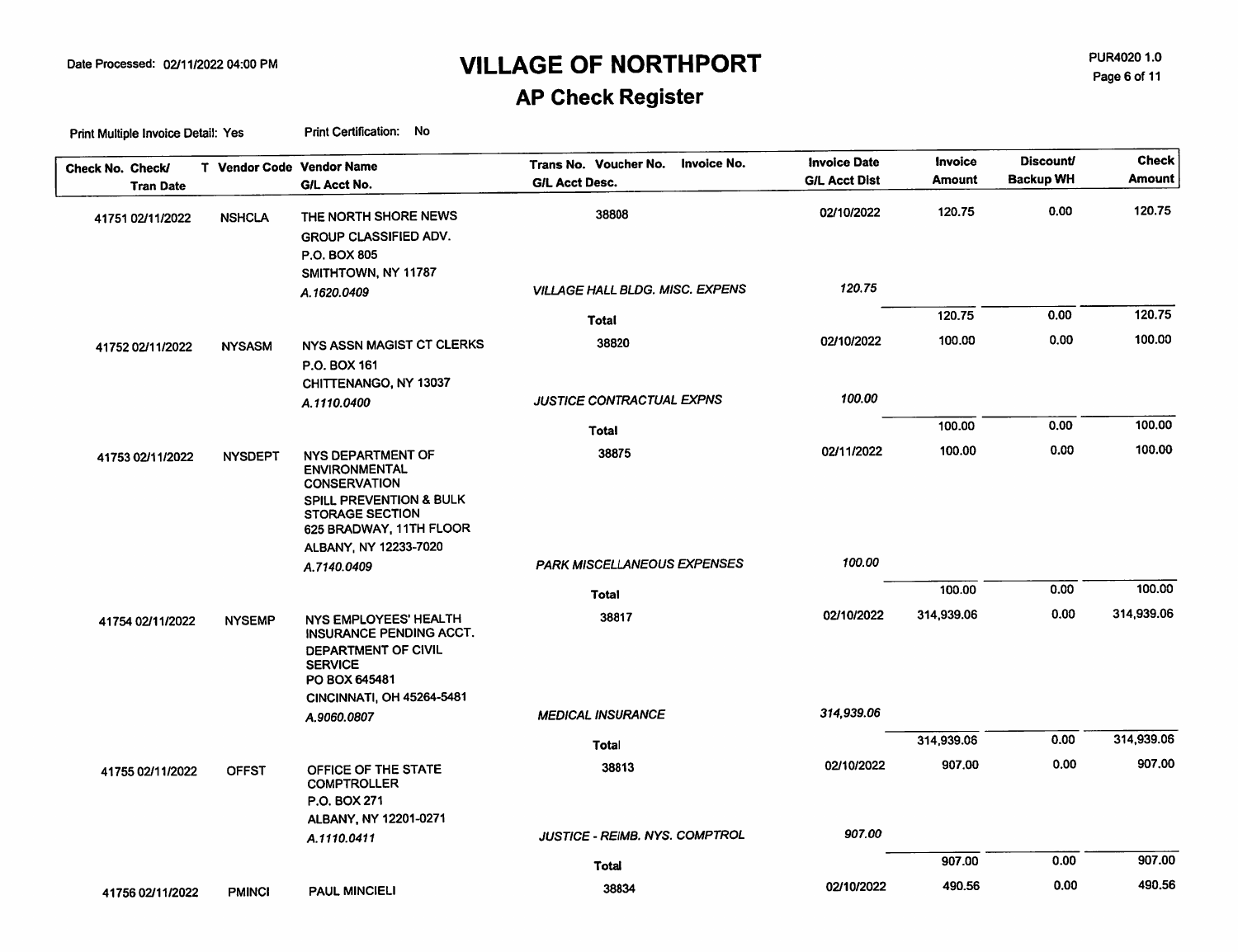# VILLAGE OF NORTHPORT

## AP Check Register

Date Processed: 02/11/2022 04:00 PM

PUR4020 1.0

Print Multiple Invoice Detail: Yes    Print Certification: No

| Check No. | Check/ Tran Date | T | Vendor Code | Vendor Name / G/L Acct No. | Trans No. Voucher No. Invoice No. / G/L Acct Desc. | Invoice Date / G/L Acct Dist | Invoice Amount | Discount/ Backup WH | Check Amount |
|---|---|---|---|---|---|---|---|---|---|
| 41751 | 02/11/2022 | | NSHCLA | THE NORTH SHORE NEWS GROUP CLASSIFIED ADV. P.O. BOX 805 SMITHTOWN, NY 11787 | 38808 | 02/10/2022 | 120.75 | 0.00 | 120.75 |
| | | | | *A.1620.0409* | *VILLAGE HALL BLDG. MISC. EXPENS* | *120.75* | | | |
| | | | | | **Total** | | 120.75 | 0.00 | 120.75 |
| 41752 | 02/11/2022 | | NYSASM | NYS ASSN MAGIST CT CLERKS P.O. BOX 161 CHITTENANGO, NY 13037 | 38820 | 02/10/2022 | 100.00 | 0.00 | 100.00 |
| | | | | *A.1110.0400* | *JUSTICE CONTRACTUAL EXPNS* | *100.00* | | | |
| | | | | | **Total** | | 100.00 | 0.00 | 100.00 |
| 41753 | 02/11/2022 | | NYSDEPT | NYS DEPARTMENT OF ENVIRONMENTAL CONSERVATION SPILL PREVENTION & BULK STORAGE SECTION 625 BRADWAY, 11TH FLOOR ALBANY, NY 12233-7020 | 38875 | 02/11/2022 | 100.00 | 0.00 | 100.00 |
| | | | | *A.7140.0409* | *PARK MISCELLANEOUS EXPENSES* | *100.00* | | | |
| | | | | | **Total** | | 100.00 | 0.00 | 100.00 |
| 41754 | 02/11/2022 | | NYSEMP | NYS EMPLOYEES' HEALTH INSURANCE PENDING ACCT. DEPARTMENT OF CIVIL SERVICE PO BOX 645481 CINCINNATI, OH 45264-5481 | 38817 | 02/10/2022 | 314,939.06 | 0.00 | 314,939.06 |
| | | | | *A.9060.0807* | *MEDICAL INSURANCE* | *314,939.06* | | | |
| | | | | | **Total** | | 314,939.06 | 0.00 | 314,939.06 |
| 41755 | 02/11/2022 | | OFFST | OFFICE OF THE STATE COMPTROLLER P.O. BOX 271 ALBANY, NY 12201-0271 | 38813 | 02/10/2022 | 907.00 | 0.00 | 907.00 |
| | | | | *A.1110.0411* | *JUSTICE - REIMB. NYS. COMPTROL* | *907.00* | | | |
| | | | | | **Total** | | 907.00 | 0.00 | 907.00 |
| 41756 | 02/11/2022 | | PMINCI | PAUL MINCIELI | 38834 | 02/10/2022 | 490.56 | 0.00 | 490.56 |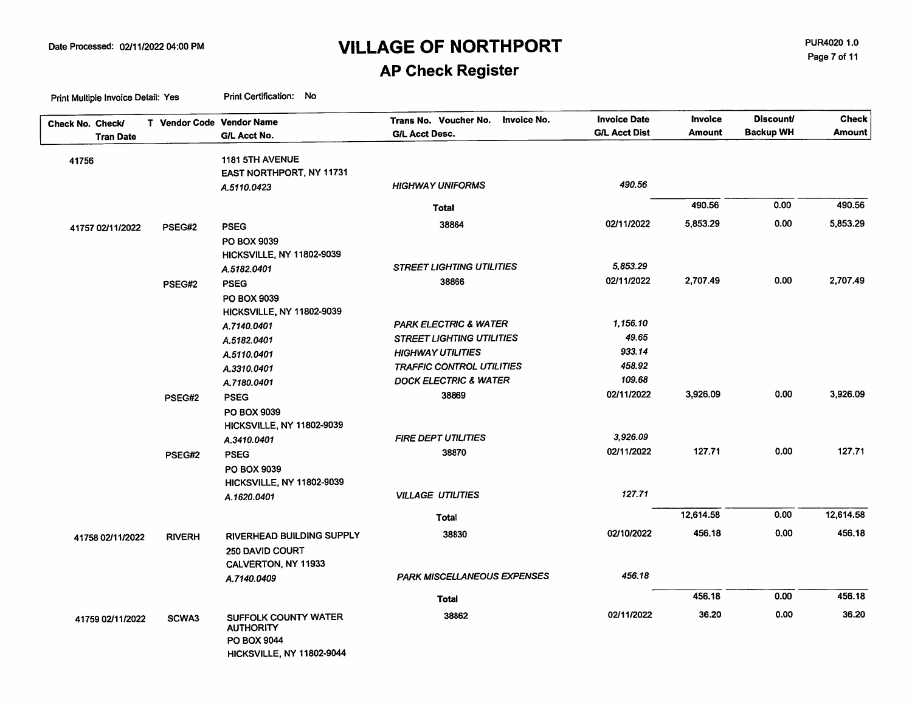# VILLAGE OF NORTHPORT

## AP Check Register

Date Processed: 02/11/2022 04:00 PM

PUR4020 1.0

Print Multiple Invoice Detail: Yes

Print Certification: No

| Check No. Check/ Tran Date | T | Vendor Code | Vendor Name / G/L Acct No. | Trans No. Voucher No. Invoice No. / G/L Acct Desc. | Invoice Date / G/L Acct Dist | Invoice Amount | Discount/ Backup WH | Check Amount |
|---|---|---|---|---|---|---|---|---|
| 41756 | | | 1181 5TH AVENUE | | | | | |
| | | | EAST NORTHPORT, NY 11731 | | | | | |
| | | | *A.5110.0423* | *HIGHWAY UNIFORMS* | *490.56* | | | |
| | | | | **Total** | | 490.56 | 0.00 | 490.56 |
| 41757 02/11/2022 | | PSEG#2 | PSEG | 38864 | 02/11/2022 | 5,853.29 | 0.00 | 5,853.29 |
| | | | PO BOX 9039 | | | | | |
| | | | HICKSVILLE, NY 11802-9039 | | | | | |
| | | | *A.5182.0401* | *STREET LIGHTING UTILITIES* | *5,853.29* | | | |
| | | PSEG#2 | PSEG | 38866 | 02/11/2022 | 2,707.49 | 0.00 | 2,707.49 |
| | | | PO BOX 9039 | | | | | |
| | | | HICKSVILLE, NY 11802-9039 | | | | | |
| | | | *A.7140.0401* | *PARK ELECTRIC & WATER* | *1,156.10* | | | |
| | | | *A.5182.0401* | *STREET LIGHTING UTILITIES* | *49.65* | | | |
| | | | *A.5110.0401* | *HIGHWAY UTILITIES* | *933.14* | | | |
| | | | *A.3310.0401* | *TRAFFIC CONTROL UTILITIES* | *458.92* | | | |
| | | | *A.7180.0401* | *DOCK ELECTRIC & WATER* | *109.68* | | | |
| | | PSEG#2 | PSEG | 38869 | 02/11/2022 | 3,926.09 | 0.00 | 3,926.09 |
| | | | PO BOX 9039 | | | | | |
| | | | HICKSVILLE, NY 11802-9039 | | | | | |
| | | | *A.3410.0401* | *FIRE DEPT UTILITIES* | *3,926.09* | | | |
| | | PSEG#2 | PSEG | 38870 | 02/11/2022 | 127.71 | 0.00 | 127.71 |
| | | | PO BOX 9039 | | | | | |
| | | | HICKSVILLE, NY 11802-9039 | | | | | |
| | | | *A.1620.0401* | *VILLAGE UTILITIES* | *127.71* | | | |
| | | | | **Total** | | 12,614.58 | 0.00 | 12,614.58 |
| 41758 02/11/2022 | | RIVERH | RIVERHEAD BUILDING SUPPLY | 38830 | 02/10/2022 | 456.18 | 0.00 | 456.18 |
| | | | 250 DAVID COURT | | | | | |
| | | | CALVERTON, NY 11933 | | | | | |
| | | | *A.7140.0409* | *PARK MISCELLANEOUS EXPENSES* | *456.18* | | | |
| | | | | **Total** | | 456.18 | 0.00 | 456.18 |
| 41759 02/11/2022 | | SCWA3 | SUFFOLK COUNTY WATER AUTHORITY | 38862 | 02/11/2022 | 36.20 | 0.00 | 36.20 |
| | | | PO BOX 9044 | | | | | |
| | | | HICKSVILLE, NY 11802-9044 | | | | | |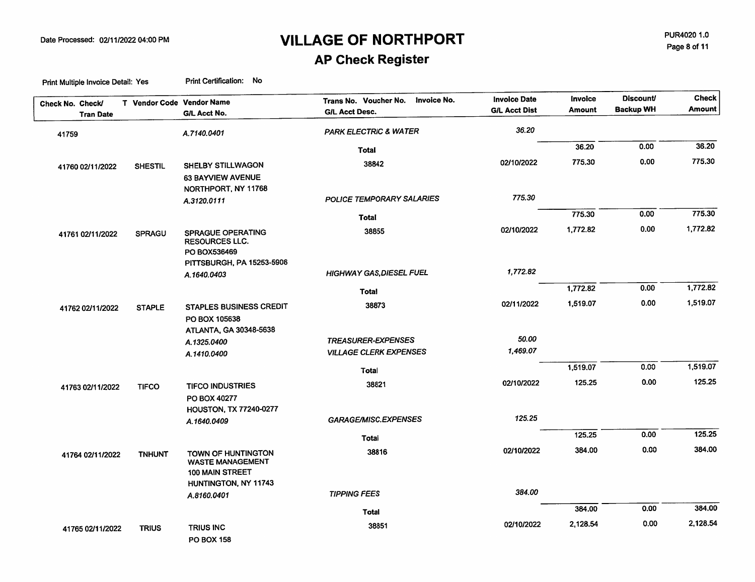# VILLAGE OF NORTHPORT

## AP Check Register

Date Processed: 02/11/2022 04:00 PM

PUR4020 1.0

Print Multiple Invoice Detail: Yes    Print Certification: No

| Check No. Check/ Tran Date | T | Vendor Code | Vendor Name / G/L Acct No. | Trans No. Voucher No. Invoice No. / G/L Acct Desc. | Invoice Date / G/L Acct Dist | Invoice Amount | Discount/ Backup WH | Check Amount |
|---|---|---|---|---|---|---|---|---|
| 41759 | | | *A.7140.0401* | *PARK ELECTRIC & WATER* | *36.20* | | | |
| | | | | **Total** | | 36.20 | 0.00 | 36.20 |
| 41760 02/11/2022 | | SHESTIL | SHELBY STILLWAGON<br>63 BAYVIEW AVENUE<br>NORTHPORT, NY 11768 | 38842 | 02/10/2022 | 775.30 | 0.00 | 775.30 |
| | | | *A.3120.0111* | *POLICE TEMPORARY SALARIES* | *775.30* | | | |
| | | | | **Total** | | 775.30 | 0.00 | 775.30 |
| 41761 02/11/2022 | | SPRAGU | SPRAGUE OPERATING RESOURCES LLC.<br>PO BOX536469<br>PITTSBURGH, PA 15253-5906 | 38855 | 02/10/2022 | 1,772.82 | 0.00 | 1,772.82 |
| | | | *A.1640.0403* | *HIGHWAY GAS,DIESEL FUEL* | *1,772.82* | | | |
| | | | | **Total** | | 1,772.82 | 0.00 | 1,772.82 |
| 41762 02/11/2022 | | STAPLE | STAPLES BUSINESS CREDIT<br>PO BOX 105638<br>ATLANTA, GA 30348-5638 | 38873 | 02/11/2022 | 1,519.07 | 0.00 | 1,519.07 |
| | | | *A.1325.0400* | *TREASURER-EXPENSES* | *50.00* | | | |
| | | | *A.1410.0400* | *VILLAGE CLERK EXPENSES* | *1,469.07* | | | |
| | | | | **Total** | | 1,519.07 | 0.00 | 1,519.07 |
| 41763 02/11/2022 | | TIFCO | TIFCO INDUSTRIES<br>PO BOX 40277<br>HOUSTON, TX 77240-0277 | 38821 | 02/10/2022 | 125.25 | 0.00 | 125.25 |
| | | | *A.1640.0409* | *GARAGE/MISC.EXPENSES* | *125.25* | | | |
| | | | | **Total** | | 125.25 | 0.00 | 125.25 |
| 41764 02/11/2022 | | TNHUNT | TOWN OF HUNTINGTON WASTE MANAGEMENT<br>100 MAIN STREET<br>HUNTINGTON, NY 11743 | 38816 | 02/10/2022 | 384.00 | 0.00 | 384.00 |
| | | | *A.8160.0401* | *TIPPING FEES* | *384.00* | | | |
| | | | | **Total** | | 384.00 | 0.00 | 384.00 |
| 41765 02/11/2022 | | TRIUS | TRIUS INC<br>PO BOX 158 | 38851 | 02/10/2022 | 2,128.54 | 0.00 | 2,128.54 |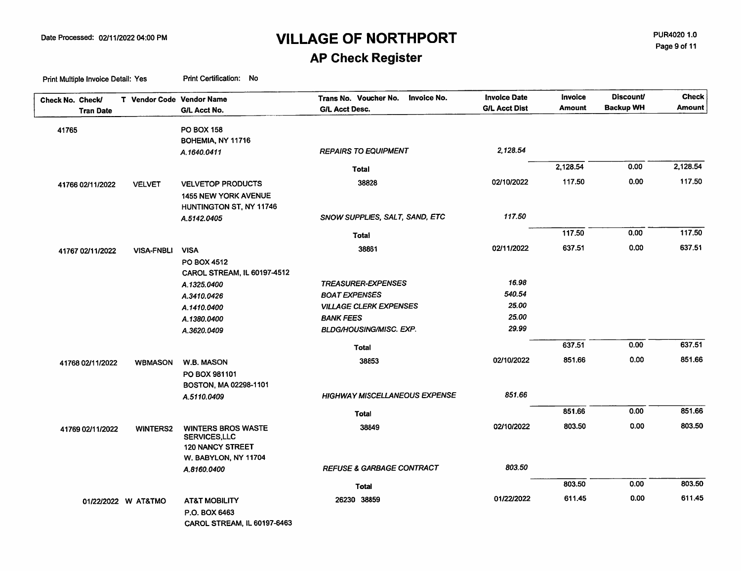# VILLAGE OF NORTHPORT

## AP Check Register

Date Processed: 02/11/2022 04:00 PM

PUR4020 1.0

Print Multiple Invoice Detail: Yes    Print Certification: No

| Check No. | Check/ Tran Date | T | Vendor Code | Vendor Name / G/L Acct No. | Trans No. | Voucher No. | Invoice No. | G/L Acct Desc. | Invoice Date / G/L Acct Dist | Invoice Amount | Discount/ Backup WH | Check Amount |
|---|---|---|---|---|---|---|---|---|---|---|---|---|
| 41765 | | | | PO BOX 158 | | | | | | | | |
| | | | | BOHEMIA, NY 11716 | | | | | | | | |
| | | | | *A.1640.0411* | | | | *REPAIRS TO EQUIPMENT* | *2,128.54* | | | |
| | | | | | | | | **Total** | | 2,128.54 | 0.00 | 2,128.54 |
| 41766 | 02/11/2022 | | VELVET | VELVETOP PRODUCTS | | 38828 | | | 02/10/2022 | 117.50 | 0.00 | 117.50 |
| | | | | 1455 NEW YORK AVENUE | | | | | | | | |
| | | | | HUNTINGTON ST, NY 11746 | | | | | | | | |
| | | | | *A.5142.0405* | | | | *SNOW SUPPLIES, SALT, SAND, ETC* | *117.50* | | | |
| | | | | | | | | **Total** | | 117.50 | 0.00 | 117.50 |
| 41767 | 02/11/2022 | | VISA-FNBLI | VISA | | 38861 | | | 02/11/2022 | 637.51 | 0.00 | 637.51 |
| | | | | PO BOX 4512 | | | | | | | | |
| | | | | CAROL STREAM, IL 60197-4512 | | | | | | | | |
| | | | | *A.1325.0400* | | | | *TREASURER-EXPENSES* | *16.98* | | | |
| | | | | *A.3410.0426* | | | | *BOAT EXPENSES* | *540.54* | | | |
| | | | | *A.1410.0400* | | | | *VILLAGE CLERK EXPENSES* | *25.00* | | | |
| | | | | *A.1380.0400* | | | | *BANK FEES* | *25.00* | | | |
| | | | | *A.3620.0409* | | | | *BLDG/HOUSING/MISC. EXP.* | *29.99* | | | |
| | | | | | | | | **Total** | | 637.51 | 0.00 | 637.51 |
| 41768 | 02/11/2022 | | WBMASON | W.B. MASON | | 38853 | | | 02/10/2022 | 851.66 | 0.00 | 851.66 |
| | | | | PO BOX 981101 | | | | | | | | |
| | | | | BOSTON, MA 02298-1101 | | | | | | | | |
| | | | | *A.5110.0409* | | | | *HIGHWAY MISCELLANEOUS EXPENSE* | *851.66* | | | |
| | | | | | | | | **Total** | | 851.66 | 0.00 | 851.66 |
| 41769 | 02/11/2022 | | WINTERS2 | WINTERS BROS WASTE SERVICES,LLC | | 38849 | | | 02/10/2022 | 803.50 | 0.00 | 803.50 |
| | | | | 120 NANCY STREET | | | | | | | | |
| | | | | W. BABYLON, NY 11704 | | | | | | | | |
| | | | | *A.8160.0400* | | | | *REFUSE & GARBAGE CONTRACT* | *803.50* | | | |
| | | | | | | | | **Total** | | 803.50 | 0.00 | 803.50 |
| | 01/22/2022 | W | AT&TMO | AT&T MOBILITY | 26230 | 38859 | | | 01/22/2022 | 611.45 | 0.00 | 611.45 |
| | | | | P.O. BOX 6463 | | | | | | | | |
| | | | | CAROL STREAM, IL 60197-6463 | | | | | | | | |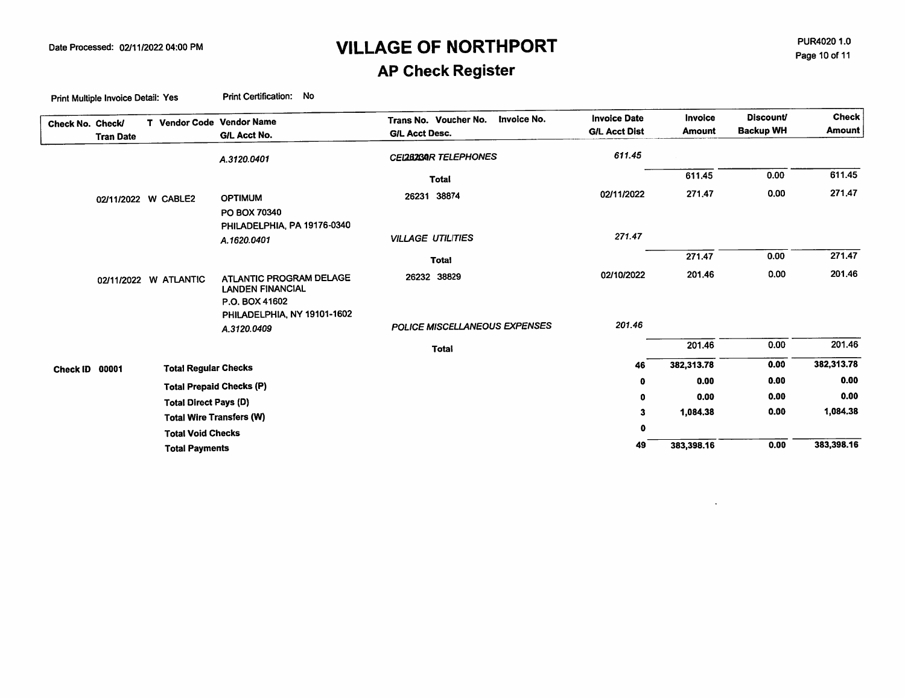# VILLAGE OF NORTHPORT

## AP Check Register

Date Processed: 02/11/2022 04:00 PM

PUR4020 1.0

Print Multiple Invoice Detail: Yes    Print Certification: No

| Check No. | Check/ Tran Date | T | Vendor Code | Vendor Name / G/L Acct No. | Trans No. Voucher No. Invoice No. / G/L Acct Desc. | Invoice Date / G/L Acct Dist | Invoice Amount | Discount/ Backup WH | Check Amount |
|---|---|---|---|---|---|---|---|---|---|
| | | | | *A.3120.0401* | *CEL282GAR TELEPHONES* | *611.45* | | | |
| | | | | | **Total** | | 611.45 | 0.00 | 611.45 |
| | 02/11/2022 | W | CABLE2 | OPTIMUM<br>PO BOX 70340<br>PHILADELPHIA, PA 19176-0340 | 26231 38874 | 02/11/2022 | 271.47 | 0.00 | 271.47 |
| | | | | *A.1620.0401* | *VILLAGE UTILITIES* | *271.47* | | | |
| | | | | | **Total** | | 271.47 | 0.00 | 271.47 |
| | 02/11/2022 | W | ATLANTIC | ATLANTIC PROGRAM DELAGE<br>LANDEN FINANCIAL<br>P.O. BOX 41602<br>PHILADELPHIA, NY 19101-1602 | 26232 38829 | 02/10/2022 | 201.46 | 0.00 | 201.46 |
| | | | | *A.3120.0409* | *POLICE MISCELLANEOUS EXPENSES* | *201.46* | | | |
| | | | | | **Total** | | 201.46 | 0.00 | 201.46 |

| Check ID | | Count | Invoice Amount | Discount/ Backup WH | Check Amount |
|---|---|---|---|---|---|
| **Check ID 00001** | **Total Regular Checks** | **46** | **382,313.78** | **0.00** | **382,313.78** |
| | **Total Prepaid Checks (P)** | **0** | **0.00** | **0.00** | **0.00** |
| | **Total Direct Pays (D)** | **0** | **0.00** | **0.00** | **0.00** |
| | **Total Wire Transfers (W)** | **3** | **1,084.38** | **0.00** | **1,084.38** |
| | **Total Void Checks** | **0** | | | |
| | **Total Payments** | **49** | **383,398.16** | **0.00** | **383,398.16** |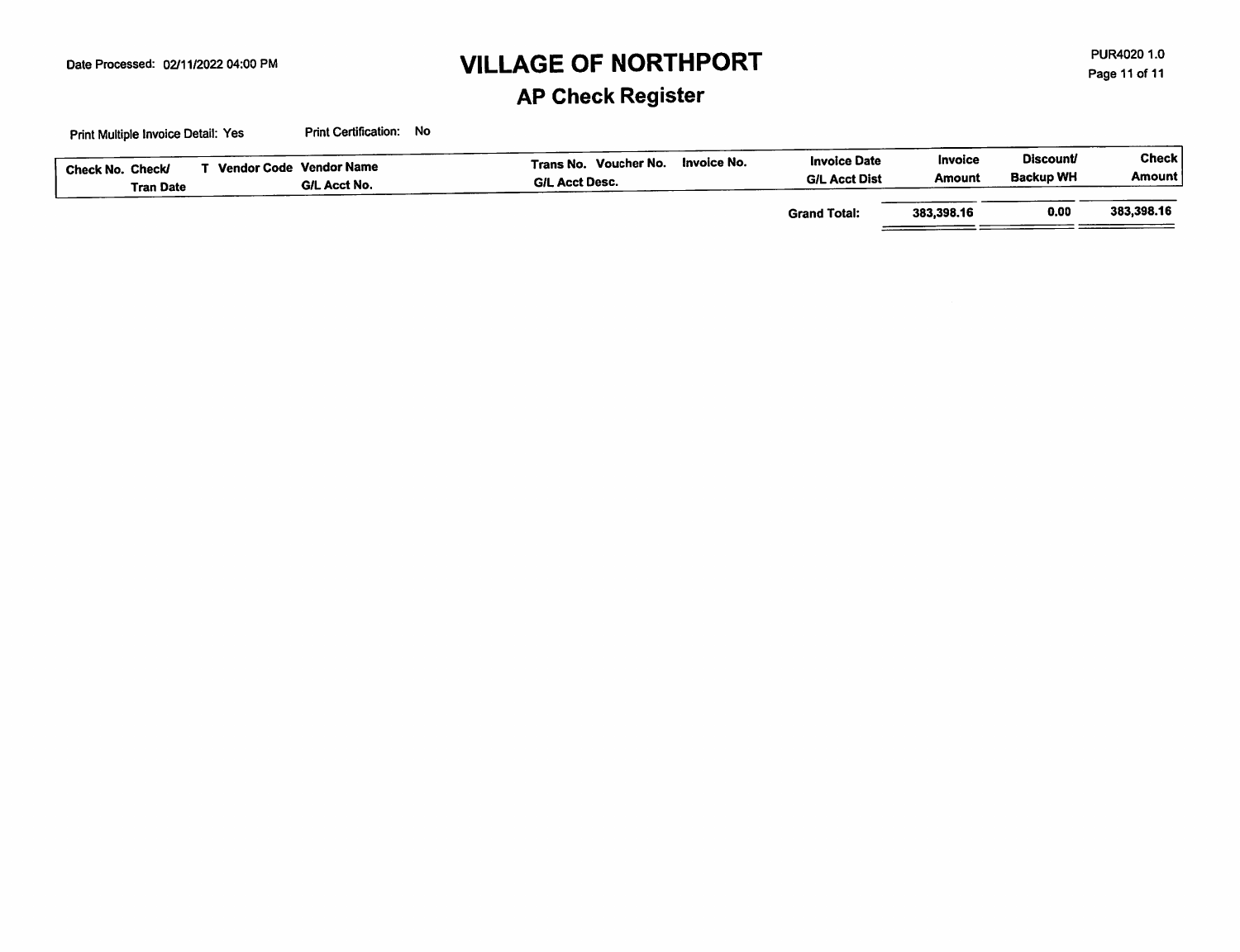Date Processed: 02/11/2022 04:00 PM

# VILLAGE OF NORTHPORT

## AP Check Register

PUR4020 1.0

Print Multiple Invoice Detail: Yes    Print Certification: No

| Check No. | Check/ Tran Date | T | Vendor Code | Vendor Name / G/L Acct No. | Trans No. | Voucher No. / G/L Acct Desc. | Invoice No. | Invoice Date / G/L Acct Dist | Invoice Amount | Discount/ Backup WH | Check Amount |
|---|---|---|---|---|---|---|---|---|---|---|---|
| | | | | | | | | **Grand Total:** | **383,398.16** | **0.00** | **383,398.16** |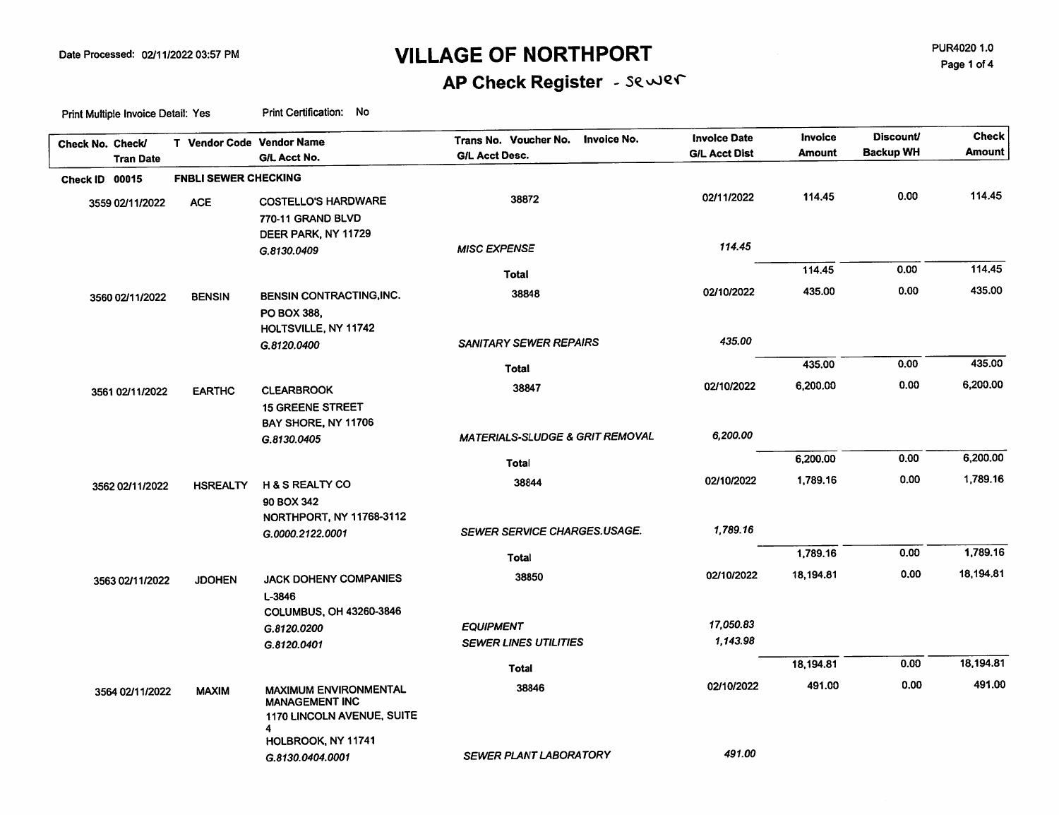Date Processed: 02/11/2022 03:57 PM

# VILLAGE OF NORTHPORT

## AP Check Register - Sewer

PUR4020 1.0

Print Multiple Invoice Detail: Yes    Print Certification: No

| Check No. Check/ Tran Date | T Vendor Code | Vendor Name / G/L Acct No. | Trans No. Voucher No. Invoice No. / G/L Acct Desc. | Invoice Date / G/L Acct Dist | Invoice Amount | Discount/ Backup WH | Check Amount |
|---|---|---|---|---|---|---|---|
| **Check ID 00015** | **FNBLI SEWER CHECKING** | | | | | | |
| 3559 02/11/2022 | ACE | COSTELLO'S HARDWARE<br>770-11 GRAND BLVD<br>DEER PARK, NY 11729 | 38872 | 02/11/2022 | 114.45 | 0.00 | 114.45 |
| | | G.8130.0409 | *MISC EXPENSE* | *114.45* | | | |
| | | | **Total** | | 114.45 | 0.00 | 114.45 |
| 3560 02/11/2022 | BENSIN | BENSIN CONTRACTING,INC.<br>PO BOX 388,<br>HOLTSVILLE, NY 11742 | 38848 | 02/10/2022 | 435.00 | 0.00 | 435.00 |
| | | G.8120.0400 | *SANITARY SEWER REPAIRS* | *435.00* | | | |
| | | | **Total** | | 435.00 | 0.00 | 435.00 |
| 3561 02/11/2022 | EARTHC | CLEARBROOK<br>15 GREENE STREET<br>BAY SHORE, NY 11706 | 38847 | 02/10/2022 | 6,200.00 | 0.00 | 6,200.00 |
| | | G.8130.0405 | *MATERIALS-SLUDGE & GRIT REMOVAL* | *6,200.00* | | | |
| | | | **Total** | | 6,200.00 | 0.00 | 6,200.00 |
| 3562 02/11/2022 | HSREALTY | H & S REALTY CO<br>90 BOX 342<br>NORTHPORT, NY 11768-3112 | 38844 | 02/10/2022 | 1,789.16 | 0.00 | 1,789.16 |
| | | G.0000.2122.0001 | *SEWER SERVICE CHARGES.USAGE.* | *1,789.16* | | | |
| | | | **Total** | | 1,789.16 | 0.00 | 1,789.16 |
| 3563 02/11/2022 | JDOHEN | JACK DOHENY COMPANIES<br>L-3846<br>COLUMBUS, OH 43260-3846 | 38850 | 02/10/2022 | 18,194.81 | 0.00 | 18,194.81 |
| | | G.8120.0200 | *EQUIPMENT* | *17,050.83* | | | |
| | | G.8120.0401 | *SEWER LINES UTILITIES* | *1,143.98* | | | |
| | | | **Total** | | 18,194.81 | 0.00 | 18,194.81 |
| 3564 02/11/2022 | MAXIM | MAXIMUM ENVIRONMENTAL MANAGEMENT INC<br>1170 LINCOLN AVENUE, SUITE 4<br>HOLBROOK, NY 11741 | 38846 | 02/10/2022 | 491.00 | 0.00 | 491.00 |
| | | G.8130.0404.0001 | *SEWER PLANT LABORATORY* | *491.00* | | | |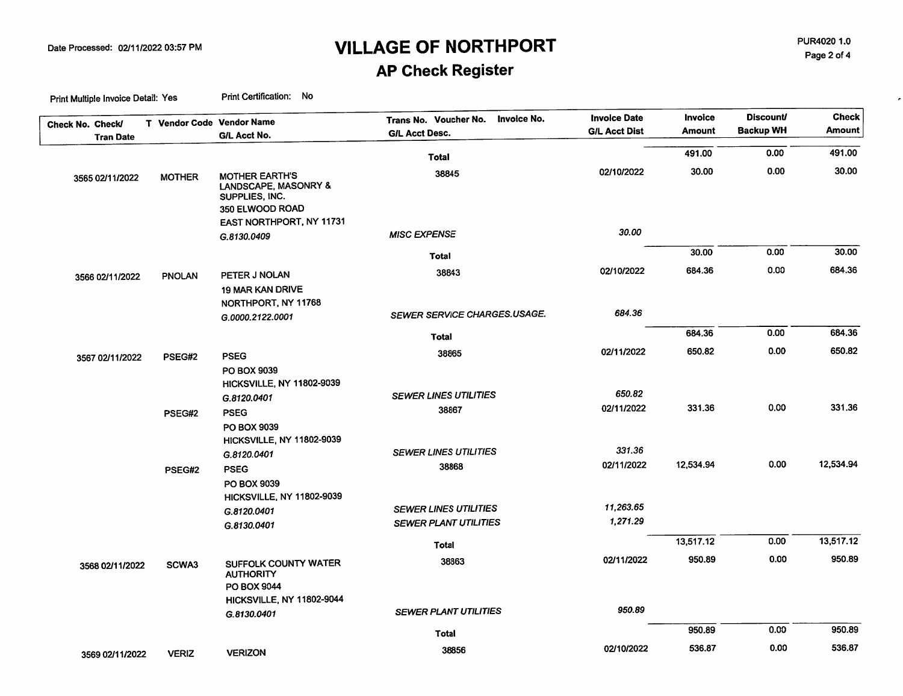# VILLAGE OF NORTHPORT

## AP Check Register

Date Processed: 02/11/2022 03:57 PM

PUR4020 1.0

Print Multiple Invoice Detail: Yes    Print Certification: No

| Check No. Check/ Tran Date | T | Vendor Code | Vendor Name G/L Acct No. | Trans No. Voucher No. Invoice No. G/L Acct Desc. | Invoice Date G/L Acct Dist | Invoice Amount | Discount/ Backup WH | Check Amount |
|---|---|---|---|---|---|---|---|---|
| | | | | **Total** | | 491.00 | 0.00 | 491.00 |
| 3565 02/11/2022 | | MOTHER | MOTHER EARTH'S LANDSCAPE, MASONRY & SUPPLIES, INC. 350 ELWOOD ROAD EAST NORTHPORT, NY 11731 | 38845 | 02/10/2022 | 30.00 | 0.00 | 30.00 |
| | | | *G.8130.0409* | *MISC EXPENSE* | *30.00* | | | |
| | | | | **Total** | | 30.00 | 0.00 | 30.00 |
| 3566 02/11/2022 | | PNOLAN | PETER J NOLAN 19 MAR KAN DRIVE NORTHPORT, NY 11768 | 38843 | 02/10/2022 | 684.36 | 0.00 | 684.36 |
| | | | *G.0000.2122.0001* | *SEWER SERVICE CHARGES.USAGE.* | *684.36* | | | |
| | | | | **Total** | | 684.36 | 0.00 | 684.36 |
| 3567 02/11/2022 | | PSEG#2 | PSEG PO BOX 9039 HICKSVILLE, NY 11802-9039 | 38865 | 02/11/2022 | 650.82 | 0.00 | 650.82 |
| | | | *G.8120.0401* | *SEWER LINES UTILITIES* | *650.82* | | | |
| | | PSEG#2 | PSEG PO BOX 9039 HICKSVILLE, NY 11802-9039 | 38867 | 02/11/2022 | 331.36 | 0.00 | 331.36 |
| | | | *G.8120.0401* | *SEWER LINES UTILITIES* | *331.36* | | | |
| | | PSEG#2 | PSEG PO BOX 9039 HICKSVILLE, NY 11802-9039 | 38868 | 02/11/2022 | 12,534.94 | 0.00 | 12,534.94 |
| | | | *G.8120.0401* | *SEWER LINES UTILITIES* | *11,263.65* | | | |
| | | | *G.8130.0401* | *SEWER PLANT UTILITIES* | *1,271.29* | | | |
| | | | | **Total** | | 13,517.12 | 0.00 | 13,517.12 |
| 3568 02/11/2022 | | SCWA3 | SUFFOLK COUNTY WATER AUTHORITY PO BOX 9044 HICKSVILLE, NY 11802-9044 | 38863 | 02/11/2022 | 950.89 | 0.00 | 950.89 |
| | | | *G.8130.0401* | *SEWER PLANT UTILITIES* | *950.89* | | | |
| | | | | **Total** | | 950.89 | 0.00 | 950.89 |
| 3569 02/11/2022 | | VERIZ | VERIZON | 38856 | 02/10/2022 | 536.87 | 0.00 | 536.87 |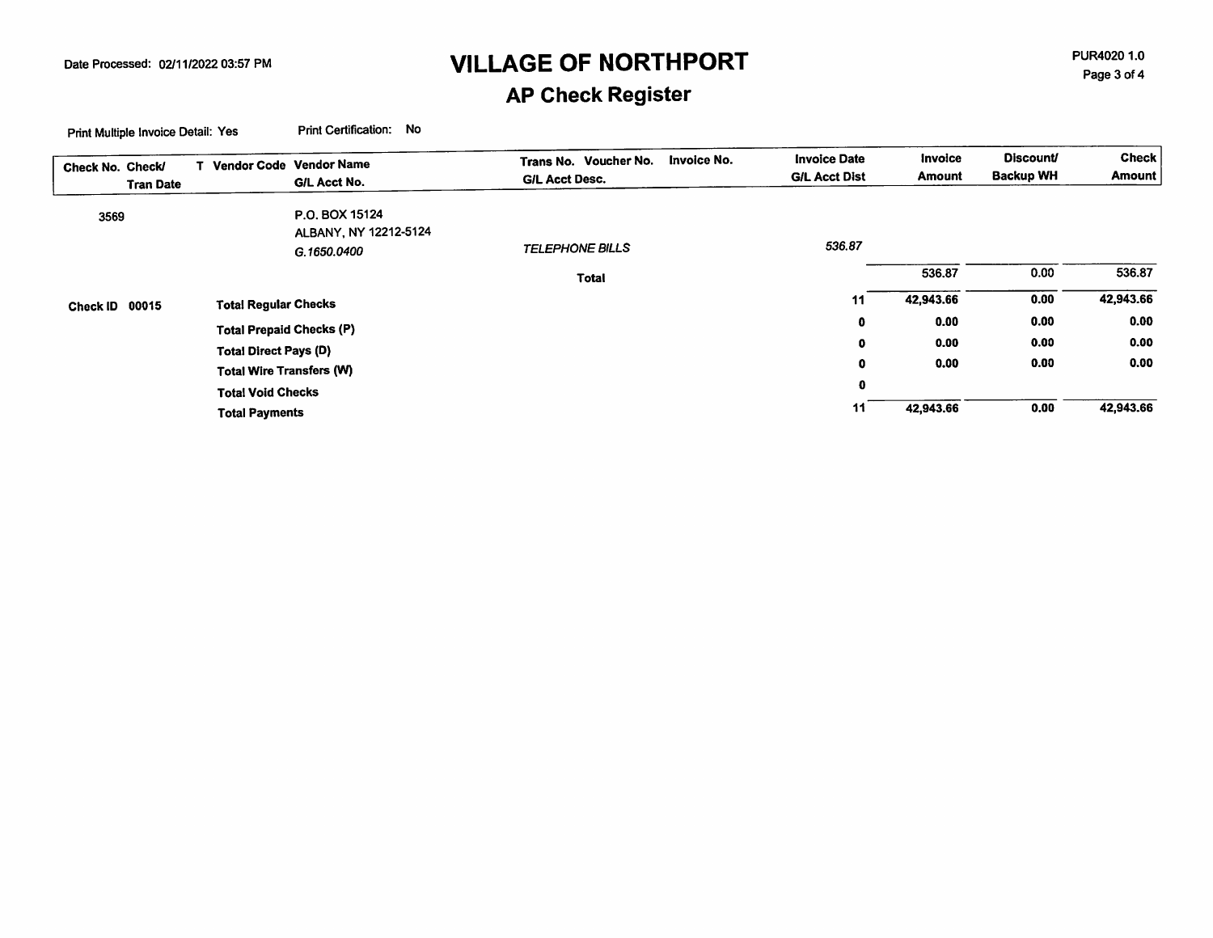# VILLAGE OF NORTHPORT

## AP Check Register

Date Processed: 02/11/2022 03:57 PM

PUR4020 1.0

Print Multiple Invoice Detail: Yes    Print Certification: No

| Check No. Check/ Tran Date | T Vendor Code | Vendor Name G/L Acct No. | Trans No. Voucher No. G/L Acct Desc. | Invoice No. | Invoice Date G/L Acct Dist | Invoice Amount | Discount/ Backup WH | Check Amount |
|---|---|---|---|---|---|---|---|---|
| 3569 | | P.O. BOX 15124 | | | | | | |
| | | ALBANY, NY 12212-5124 | | | | | | |
| | | *G.1650.0400* | *TELEPHONE BILLS* | | *536.87* | | | |
| | | | **Total** | | | 536.87 | 0.00 | 536.87 |
| **Check ID 00015** | **Total Regular Checks** | | | | **11** | **42,943.66** | **0.00** | **42,943.66** |
| | **Total Prepaid Checks (P)** | | | | **0** | **0.00** | **0.00** | **0.00** |
| | **Total Direct Pays (D)** | | | | **0** | **0.00** | **0.00** | **0.00** |
| | **Total Wire Transfers (W)** | | | | **0** | **0.00** | **0.00** | **0.00** |
| | **Total Void Checks** | | | | **0** | | | |
| | **Total Payments** | | | | **11** | **42,943.66** | **0.00** | **42,943.66** |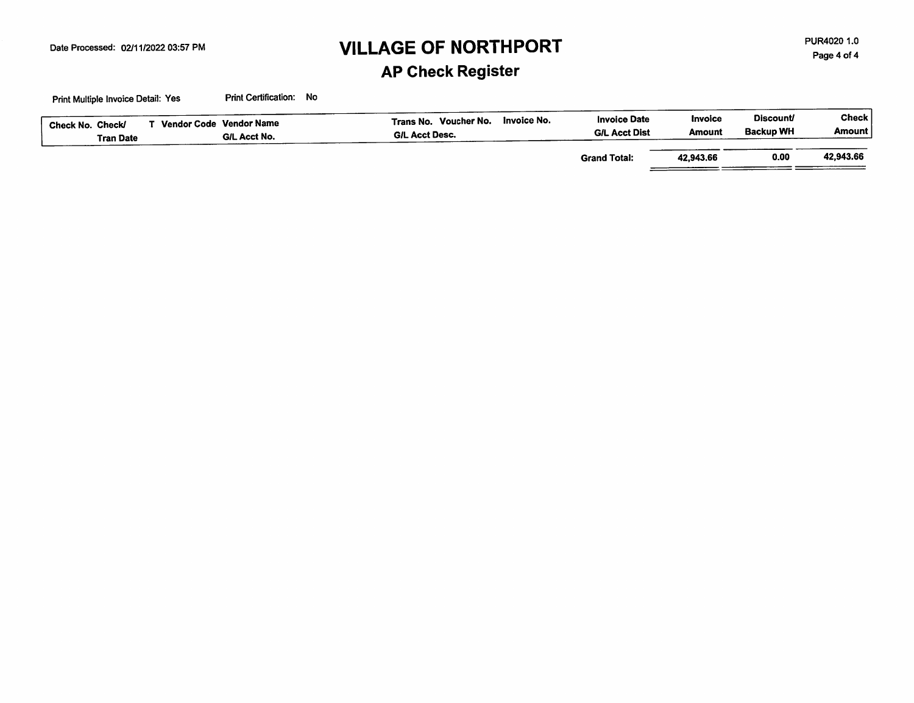# VILLAGE OF NORTHPORT

## AP Check Register

Date Processed: 02/11/2022 03:57 PM

PUR4020 1.0

Print Multiple Invoice Detail: Yes　　Print Certification: No

| Check No. | Check/ Tran Date | T | Vendor Code | Vendor Name / G/L Acct No. | Trans No. | Voucher No. / G/L Acct Desc. | Invoice No. | Invoice Date / G/L Acct Dist | Invoice Amount | Discount/ Backup WH | Check Amount |
|---|---|---|---|---|---|---|---|---|---|---|---|
| | | | | | | | | Grand Total: | 42,943.66 | 0.00 | 42,943.66 |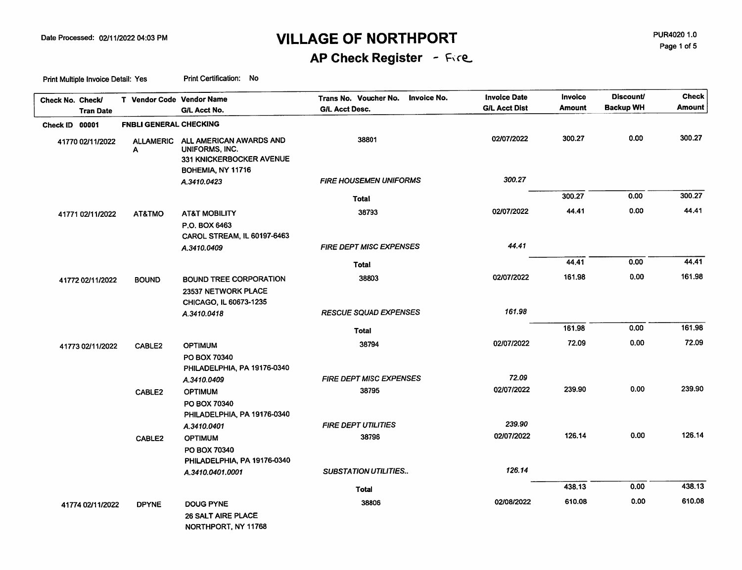Date Processed: 02/11/2022 04:03 PM

# VILLAGE OF NORTHPORT

## AP Check Register - Fire

PUR4020 1.0

Print Multiple Invoice Detail: Yes    Print Certification: No

| Check No. Check/ Tran Date | T Vendor Code | Vendor Name / G/L Acct No. | Trans No. Voucher No. Invoice No. / G/L Acct Desc. | Invoice Date / G/L Acct Dist | Invoice Amount | Discount/ Backup WH | Check Amount |
|---|---|---|---|---|---|---|---|
| **Check ID 00001** | **FNBLI GENERAL CHECKING** | | | | | | |
| 41770 02/11/2022 | ALLAMERICA | ALL AMERICAN AWARDS AND UNIFORMS, INC.<br>331 KNICKERBOCKER AVENUE<br>BOHEMIA, NY 11716 | 38801 | 02/07/2022 | 300.27 | 0.00 | 300.27 |
| | | *A.3410.0423* | *FIRE HOUSEMEN UNIFORMS* | *300.27* | | | |
| | | | **Total** | | 300.27 | 0.00 | 300.27 |
| 41771 02/11/2022 | AT&TMO | AT&T MOBILITY<br>P.O. BOX 6463<br>CAROL STREAM, IL 60197-6463 | 38793 | 02/07/2022 | 44.41 | 0.00 | 44.41 |
| | | *A.3410.0409* | *FIRE DEPT MISC EXPENSES* | *44.41* | | | |
| | | | **Total** | | 44.41 | 0.00 | 44.41 |
| 41772 02/11/2022 | BOUND | BOUND TREE CORPORATION<br>23537 NETWORK PLACE<br>CHICAGO, IL 60673-1235 | 38803 | 02/07/2022 | 161.98 | 0.00 | 161.98 |
| | | *A.3410.0418* | *RESCUE SQUAD EXPENSES* | *161.98* | | | |
| | | | **Total** | | 161.98 | 0.00 | 161.98 |
| 41773 02/11/2022 | CABLE2 | OPTIMUM<br>PO BOX 70340<br>PHILADELPHIA, PA 19176-0340 | 38794 | 02/07/2022 | 72.09 | 0.00 | 72.09 |
| | | *A.3410.0409* | *FIRE DEPT MISC EXPENSES* | *72.09* | | | |
| | CABLE2 | OPTIMUM<br>PO BOX 70340<br>PHILADELPHIA, PA 19176-0340 | 38795 | 02/07/2022 | 239.90 | 0.00 | 239.90 |
| | | *A.3410.0401* | *FIRE DEPT UTILITIES* | *239.90* | | | |
| | CABLE2 | OPTIMUM<br>PO BOX 70340<br>PHILADELPHIA, PA 19176-0340 | 38796 | 02/07/2022 | 126.14 | 0.00 | 126.14 |
| | | *A.3410.0401.0001* | *SUBSTATION UTILITIES..* | *126.14* | | | |
| | | | **Total** | | 438.13 | 0.00 | 438.13 |
| 41774 02/11/2022 | DPYNE | DOUG PYNE<br>26 SALT AIRE PLACE<br>NORTHPORT, NY 11768 | 38806 | 02/08/2022 | 610.08 | 0.00 | 610.08 |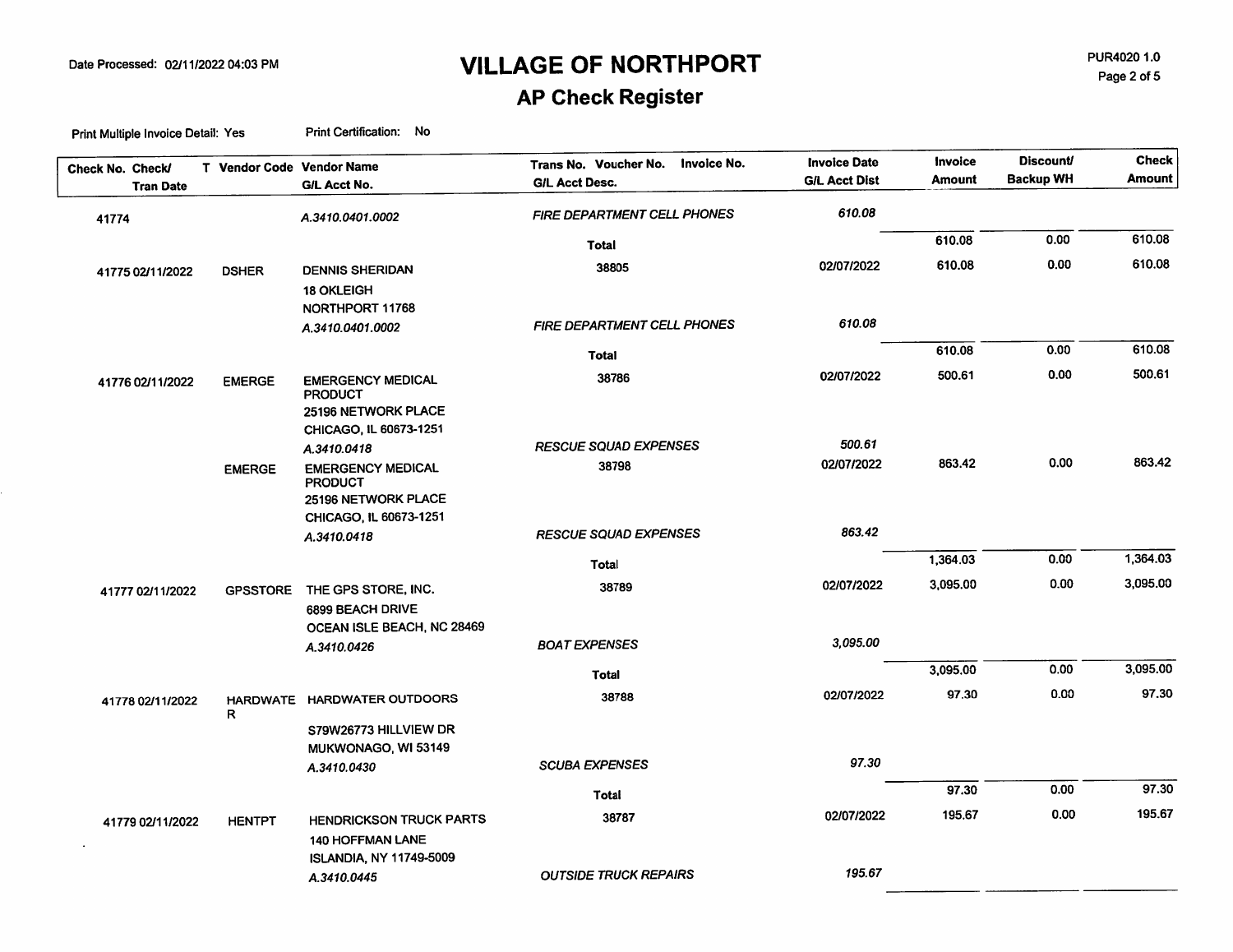# VILLAGE OF NORTHPORT

## AP Check Register

Date Processed: 02/11/2022 04:03 PM

PUR4020 1.0

Print Multiple Invoice Detail: Yes    Print Certification: No

| Check No. Check/ Tran Date | T | Vendor Code | Vendor Name / G/L Acct No. | Trans No. Voucher No. Invoice No. / G/L Acct Desc. | Invoice Date / G/L Acct Dist | Invoice Amount | Discount/ Backup WH | Check Amount |
|---|---|---|---|---|---|---|---|---|
| 41774 | | | A.3410.0401.0002 | *FIRE DEPARTMENT CELL PHONES* | *610.08* | | | |
| | | | | **Total** | | 610.08 | 0.00 | 610.08 |
| 41775 02/11/2022 | | DSHER | DENNIS SHERIDAN<br>18 OKLEIGH<br>NORTHPORT 11768 | 38805 | 02/07/2022 | 610.08 | 0.00 | 610.08 |
| | | | A.3410.0401.0002 | *FIRE DEPARTMENT CELL PHONES* | *610.08* | | | |
| | | | | **Total** | | 610.08 | 0.00 | 610.08 |
| 41776 02/11/2022 | | EMERGE | EMERGENCY MEDICAL PRODUCT<br>25196 NETWORK PLACE<br>CHICAGO, IL 60673-1251 | 38786 | 02/07/2022 | 500.61 | 0.00 | 500.61 |
| | | | A.3410.0418 | *RESCUE SQUAD EXPENSES* | *500.61* | | | |
| | | EMERGE | EMERGENCY MEDICAL PRODUCT<br>25196 NETWORK PLACE<br>CHICAGO, IL 60673-1251 | 38798 | 02/07/2022 | 863.42 | 0.00 | 863.42 |
| | | | A.3410.0418 | *RESCUE SQUAD EXPENSES* | *863.42* | | | |
| | | | | **Total** | | 1,364.03 | 0.00 | 1,364.03 |
| 41777 02/11/2022 | | GPSSTORE | THE GPS STORE, INC.<br>6899 BEACH DRIVE<br>OCEAN ISLE BEACH, NC 28469 | 38789 | 02/07/2022 | 3,095.00 | 0.00 | 3,095.00 |
| | | | A.3410.0426 | *BOAT EXPENSES* | *3,095.00* | | | |
| | | | | **Total** | | 3,095.00 | 0.00 | 3,095.00 |
| 41778 02/11/2022 | | HARDWATER | HARDWATER OUTDOORS<br>S79W26773 HILLVIEW DR<br>MUKWONAGO, WI 53149 | 38788 | 02/07/2022 | 97.30 | 0.00 | 97.30 |
| | | | A.3410.0430 | *SCUBA EXPENSES* | *97.30* | | | |
| | | | | **Total** | | 97.30 | 0.00 | 97.30 |
| 41779 02/11/2022 | | HENTPT | HENDRICKSON TRUCK PARTS<br>140 HOFFMAN LANE<br>ISLANDIA, NY 11749-5009 | 38787 | 02/07/2022 | 195.67 | 0.00 | 195.67 |
| | | | A.3410.0445 | *OUTSIDE TRUCK REPAIRS* | *195.67* | | | |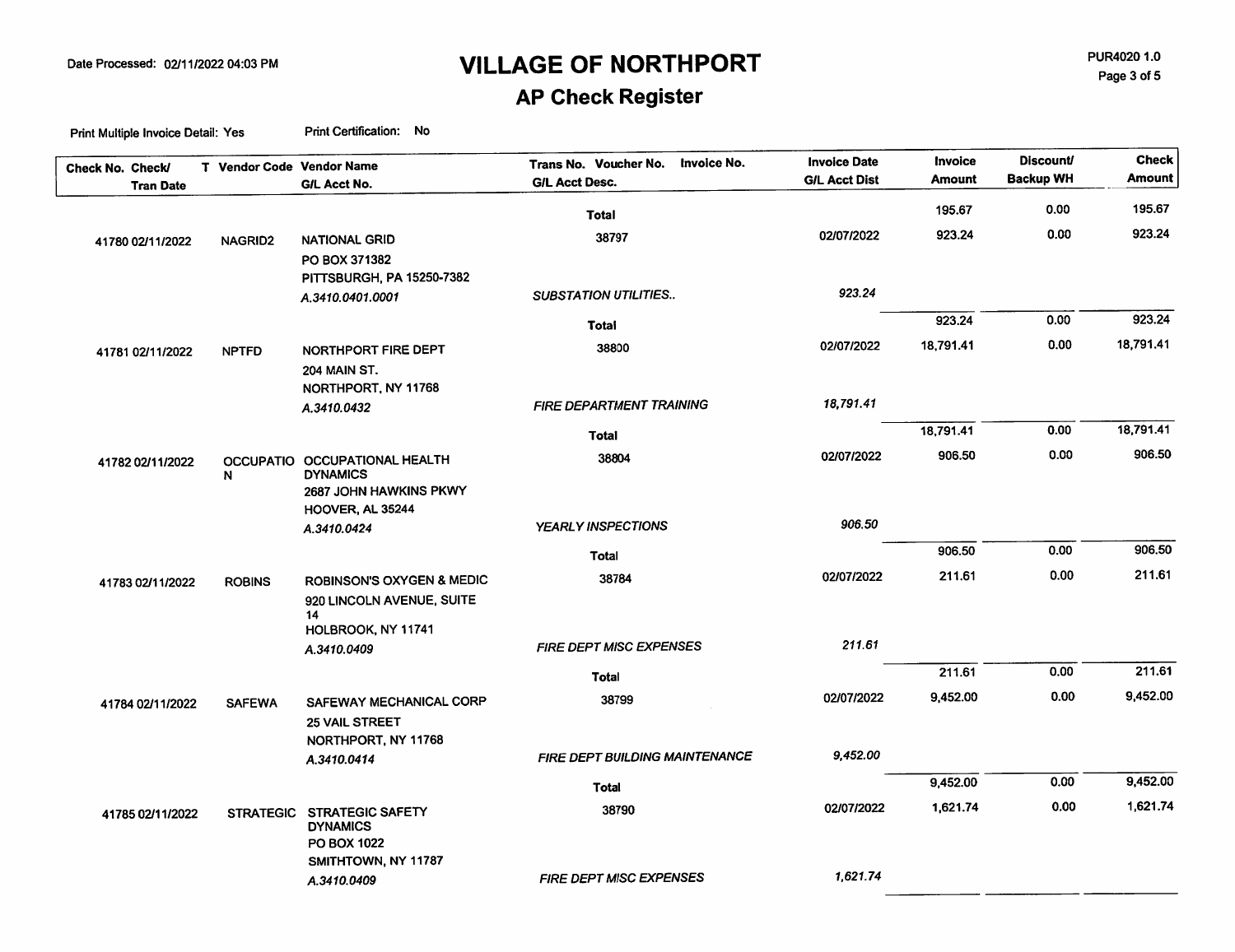# VILLAGE OF NORTHPORT

## AP Check Register

Date Processed: 02/11/2022 04:03 PM

PUR4020 1.0

Print Multiple Invoice Detail: Yes    Print Certification: No

| Check No. Check/ Tran Date | T | Vendor Code | Vendor Name / G/L Acct No. | Trans No. Voucher No. Invoice No. / G/L Acct Desc. | Invoice Date / G/L Acct Dist | Invoice Amount | Discount/ Backup WH | Check Amount |
|---|---|---|---|---|---|---|---|---|
| | | | | Total | | 195.67 | 0.00 | 195.67 |
| 41780 02/11/2022 | | NAGRID2 | NATIONAL GRID<br>PO BOX 371382<br>PITTSBURGH, PA 15250-7382 | 38797 | 02/07/2022 | 923.24 | 0.00 | 923.24 |
| | | | *A.3410.0401.0001* | *SUBSTATION UTILITIES..* | *923.24* | | | |
| | | | | Total | | 923.24 | 0.00 | 923.24 |
| 41781 02/11/2022 | | NPTFD | NORTHPORT FIRE DEPT<br>204 MAIN ST.<br>NORTHPORT, NY 11768 | 38800 | 02/07/2022 | 18,791.41 | 0.00 | 18,791.41 |
| | | | *A.3410.0432* | *FIRE DEPARTMENT TRAINING* | *18,791.41* | | | |
| | | | | Total | | 18,791.41 | 0.00 | 18,791.41 |
| 41782 02/11/2022 | | OCCUPATION | OCCUPATIONAL HEALTH DYNAMICS<br>2687 JOHN HAWKINS PKWY<br>HOOVER, AL 35244 | 38804 | 02/07/2022 | 906.50 | 0.00 | 906.50 |
| | | | *A.3410.0424* | *YEARLY INSPECTIONS* | *906.50* | | | |
| | | | | Total | | 906.50 | 0.00 | 906.50 |
| 41783 02/11/2022 | | ROBINS | ROBINSON'S OXYGEN & MEDIC<br>920 LINCOLN AVENUE, SUITE 14<br>HOLBROOK, NY 11741 | 38784 | 02/07/2022 | 211.61 | 0.00 | 211.61 |
| | | | *A.3410.0409* | *FIRE DEPT MISC EXPENSES* | *211.61* | | | |
| | | | | Total | | 211.61 | 0.00 | 211.61 |
| 41784 02/11/2022 | | SAFEWA | SAFEWAY MECHANICAL CORP<br>25 VAIL STREET<br>NORTHPORT, NY 11768 | 38799 | 02/07/2022 | 9,452.00 | 0.00 | 9,452.00 |
| | | | *A.3410.0414* | *FIRE DEPT BUILDING MAINTENANCE* | *9,452.00* | | | |
| | | | | Total | | 9,452.00 | 0.00 | 9,452.00 |
| 41785 02/11/2022 | | STRATEGIC | STRATEGIC SAFETY DYNAMICS<br>PO BOX 1022<br>SMITHTOWN, NY 11787 | 38790 | 02/07/2022 | 1,621.74 | 0.00 | 1,621.74 |
| | | | *A.3410.0409* | *FIRE DEPT MISC EXPENSES* | *1,621.74* | | | |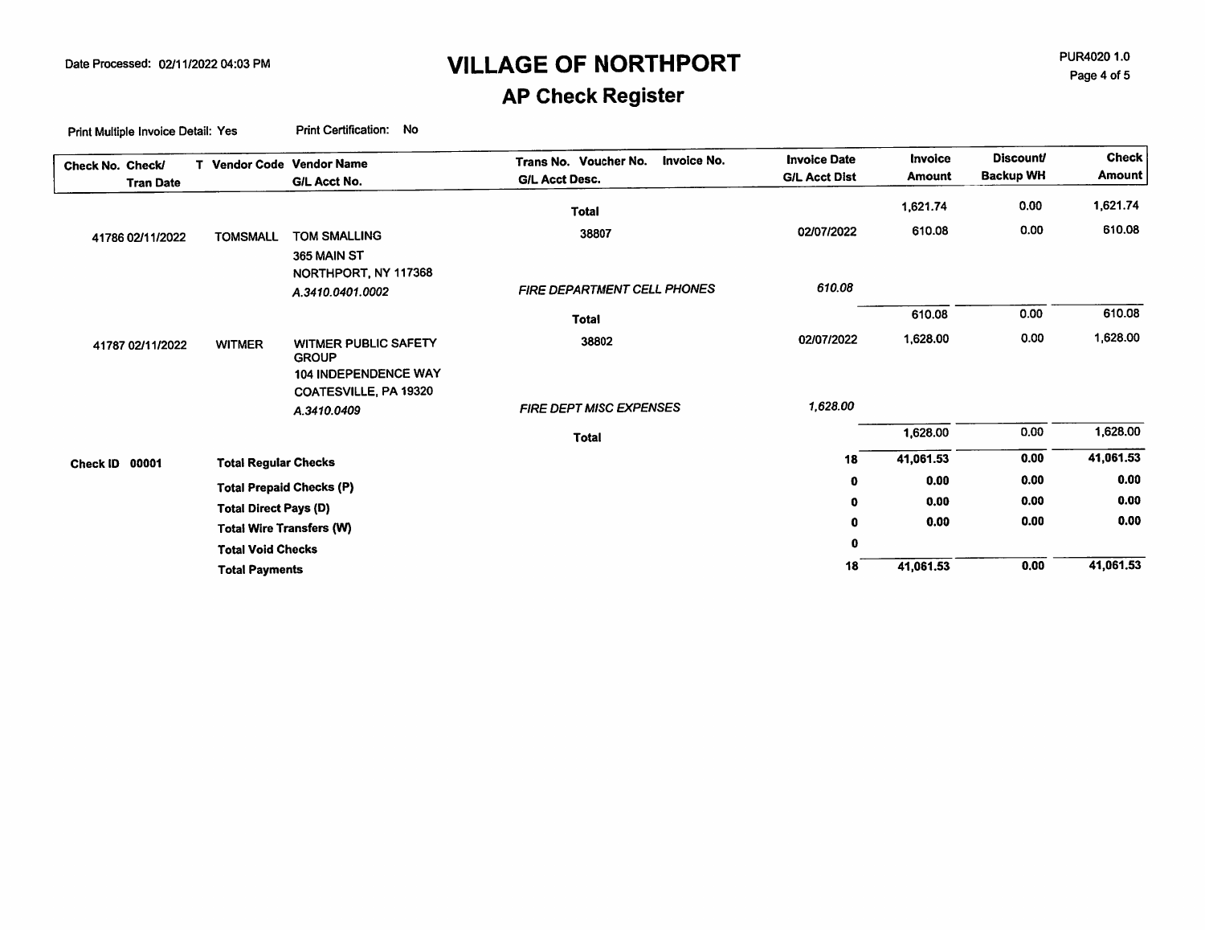# VILLAGE OF NORTHPORT

## AP Check Register

Date Processed: 02/11/2022 04:03 PM

PUR4020 1.0

Print Multiple Invoice Detail: Yes    Print Certification: No

| Check No. Check/ Tran Date | T | Vendor Code | Vendor Name / G/L Acct No. | Trans No. Voucher No. Invoice No. / G/L Acct Desc. | Invoice Date / G/L Acct Dist | Invoice Amount | Discount/ Backup WH | Check Amount |
|---|---|---|---|---|---|---|---|---|
| | | | | **Total** | | 1,621.74 | 0.00 | 1,621.74 |
| 41786 02/11/2022 | | TOMSMALL | TOM SMALLING<br>365 MAIN ST<br>NORTHPORT, NY 117368 | 38807 | 02/07/2022 | 610.08 | 0.00 | 610.08 |
| | | | *A.3410.0401.0002* | *FIRE DEPARTMENT CELL PHONES* | *610.08* | | | |
| | | | | **Total** | | 610.08 | 0.00 | 610.08 |
| 41787 02/11/2022 | | WITMER | WITMER PUBLIC SAFETY GROUP<br>104 INDEPENDENCE WAY<br>COATESVILLE, PA 19320 | 38802 | 02/07/2022 | 1,628.00 | 0.00 | 1,628.00 |
| | | | *A.3410.0409* | *FIRE DEPT MISC EXPENSES* | *1,628.00* | | | |
| | | | | **Total** | | 1,628.00 | 0.00 | 1,628.00 |
| **Check ID 00001** | | | **Total Regular Checks** | | **18** | **41,061.53** | **0.00** | **41,061.53** |
| | | | **Total Prepaid Checks (P)** | | **0** | **0.00** | **0.00** | **0.00** |
| | | | **Total Direct Pays (D)** | | **0** | **0.00** | **0.00** | **0.00** |
| | | | **Total Wire Transfers (W)** | | **0** | **0.00** | **0.00** | **0.00** |
| | | | **Total Void Checks** | | **0** | | | |
| | | | **Total Payments** | | **18** | **41,061.53** | **0.00** | **41,061.53** |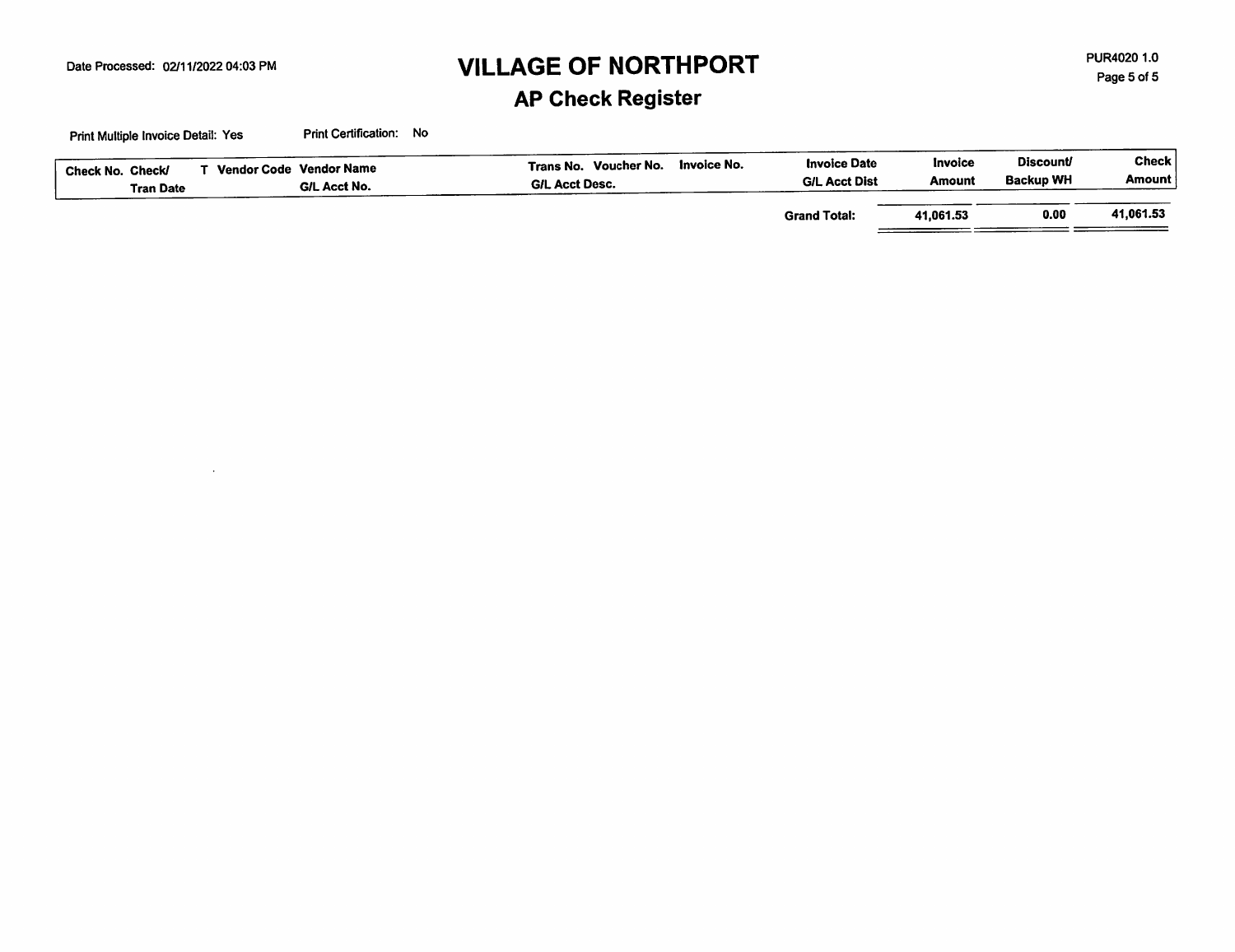Date Processed: 02/11/2022 04:03 PM

# VILLAGE OF NORTHPORT

## AP Check Register

PUR4020 1.0

Print Multiple Invoice Detail: Yes    Print Certification: No

| Check No. Check/ Tran Date | T | Vendor Code | Vendor Name G/L Acct No. | Trans No. Voucher No. G/L Acct Desc. | Invoice No. | Invoice Date G/L Acct Dist | Invoice Amount | Discount/ Backup WH | Check Amount |
|---|---|---|---|---|---|---|---|---|---|
| | | | | | | Grand Total: | 41,061.53 | 0.00 | 41,061.53 |